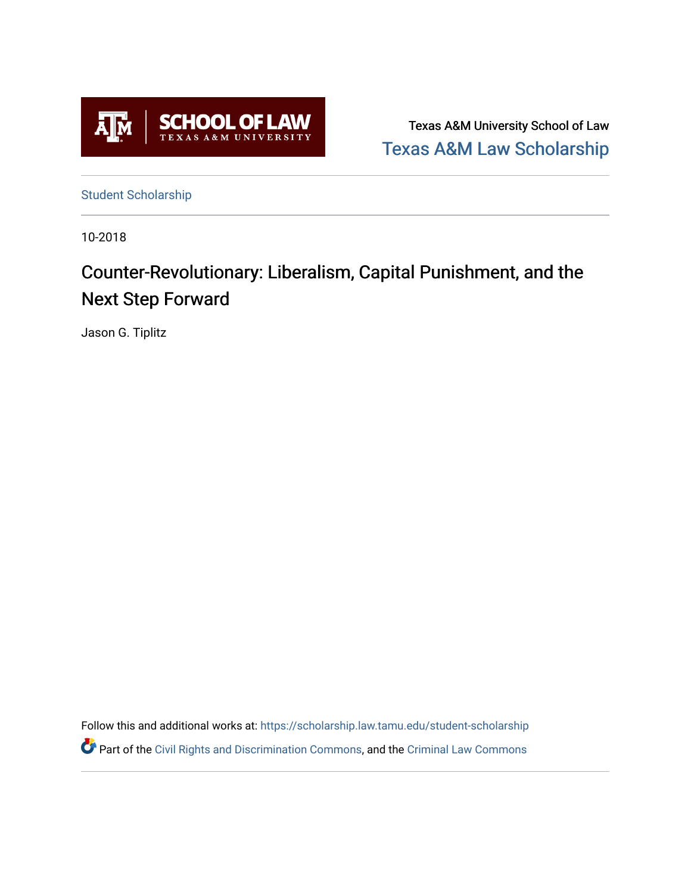Texas A&M University School of Law

Texas A&M Law Scholarship

Student Scholarship

10-2018

# Counter-Revolutionary: Liberalism, Capital Punishment, and the Next Step Forward

Jason G. Tiplitz

Follow this and additional works at: https://scholarship.law.tamu.edu/student-scholarship

Part of the Civil Rights and Discrimination Commons, and the Criminal Law Commons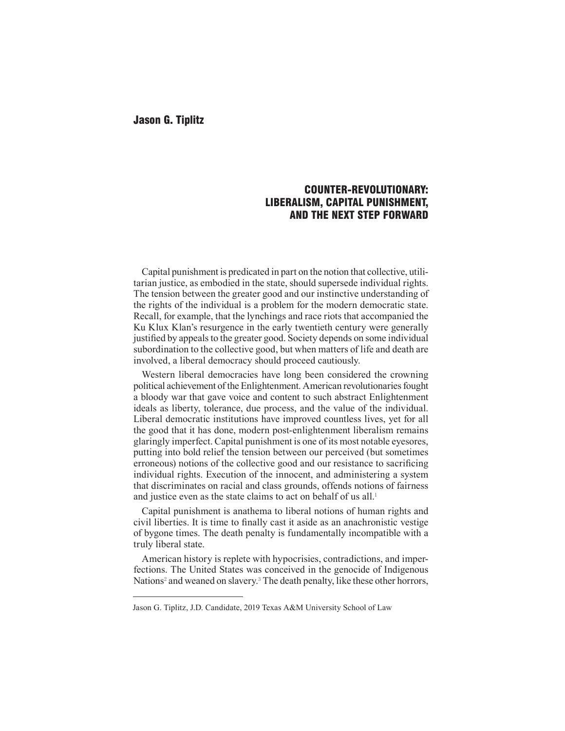**Jason G. Tiplitz**

# COUNTER-REVOLUTIONARY: LIBERALISM, CAPITAL PUNISHMENT, AND THE NEXT STEP FORWARD

Capital punishment is predicated in part on the notion that collective, utilitarian justice, as embodied in the state, should supersede individual rights. The tension between the greater good and our instinctive understanding of the rights of the individual is a problem for the modern democratic state. Recall, for example, that the lynchings and race riots that accompanied the Ku Klux Klan's resurgence in the early twentieth century were generally justified by appeals to the greater good. Society depends on some individual subordination to the collective good, but when matters of life and death are involved, a liberal democracy should proceed cautiously.

Western liberal democracies have long been considered the crowning political achievement of the Enlightenment. American revolutionaries fought a bloody war that gave voice and content to such abstract Enlightenment ideals as liberty, tolerance, due process, and the value of the individual. Liberal democratic institutions have improved countless lives, yet for all the good that it has done, modern post-enlightenment liberalism remains glaringly imperfect. Capital punishment is one of its most notable eyesores, putting into bold relief the tension between our perceived (but sometimes erroneous) notions of the collective good and our resistance to sacrificing individual rights. Execution of the innocent, and administering a system that discriminates on racial and class grounds, offends notions of fairness and justice even as the state claims to act on behalf of us all.[1]

Capital punishment is anathema to liberal notions of human rights and civil liberties. It is time to finally cast it aside as an anachronistic vestige of bygone times. The death penalty is fundamentally incompatible with a truly liberal state.

American history is replete with hypocrisies, contradictions, and imperfections. The United States was conceived in the genocide of Indigenous Nations[2] and weaned on slavery.[3] The death penalty, like these other horrors,

---

Jason G. Tiplitz, J.D. Candidate, 2019 Texas A&M University School of Law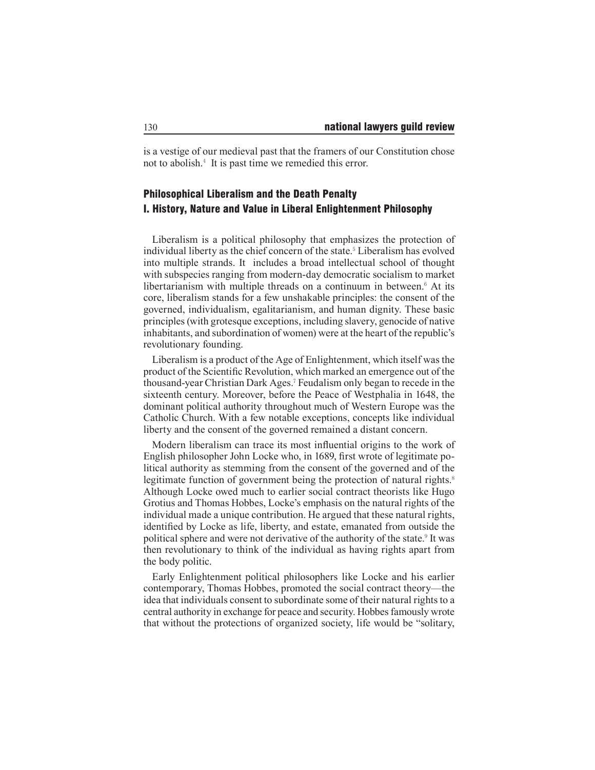is a vestige of our medieval past that the framers of our Constitution chose not to abolish.[4] It is past time we remedied this error.

## Philosophical Liberalism and the Death Penalty

## I. History, Nature and Value in Liberal Enlightenment Philosophy

Liberalism is a political philosophy that emphasizes the protection of individual liberty as the chief concern of the state.[5] Liberalism has evolved into multiple strands. It includes a broad intellectual school of thought with subspecies ranging from modern-day democratic socialism to market libertarianism with multiple threads on a continuum in between.[6] At its core, liberalism stands for a few unshakable principles: the consent of the governed, individualism, egalitarianism, and human dignity. These basic principles (with grotesque exceptions, including slavery, genocide of native inhabitants, and subordination of women) were at the heart of the republic's revolutionary founding.

Liberalism is a product of the Age of Enlightenment, which itself was the product of the Scientific Revolution, which marked an emergence out of the thousand-year Christian Dark Ages.[7] Feudalism only began to recede in the sixteenth century. Moreover, before the Peace of Westphalia in 1648, the dominant political authority throughout much of Western Europe was the Catholic Church. With a few notable exceptions, concepts like individual liberty and the consent of the governed remained a distant concern.

Modern liberalism can trace its most influential origins to the work of English philosopher John Locke who, in 1689, first wrote of legitimate political authority as stemming from the consent of the governed and of the legitimate function of government being the protection of natural rights.[8] Although Locke owed much to earlier social contract theorists like Hugo Grotius and Thomas Hobbes, Locke's emphasis on the natural rights of the individual made a unique contribution. He argued that these natural rights, identified by Locke as life, liberty, and estate, emanated from outside the political sphere and were not derivative of the authority of the state.[9] It was then revolutionary to think of the individual as having rights apart from the body politic.

Early Enlightenment political philosophers like Locke and his earlier contemporary, Thomas Hobbes, promoted the social contract theory—the idea that individuals consent to subordinate some of their natural rights to a central authority in exchange for peace and security. Hobbes famously wrote that without the protections of organized society, life would be "solitary,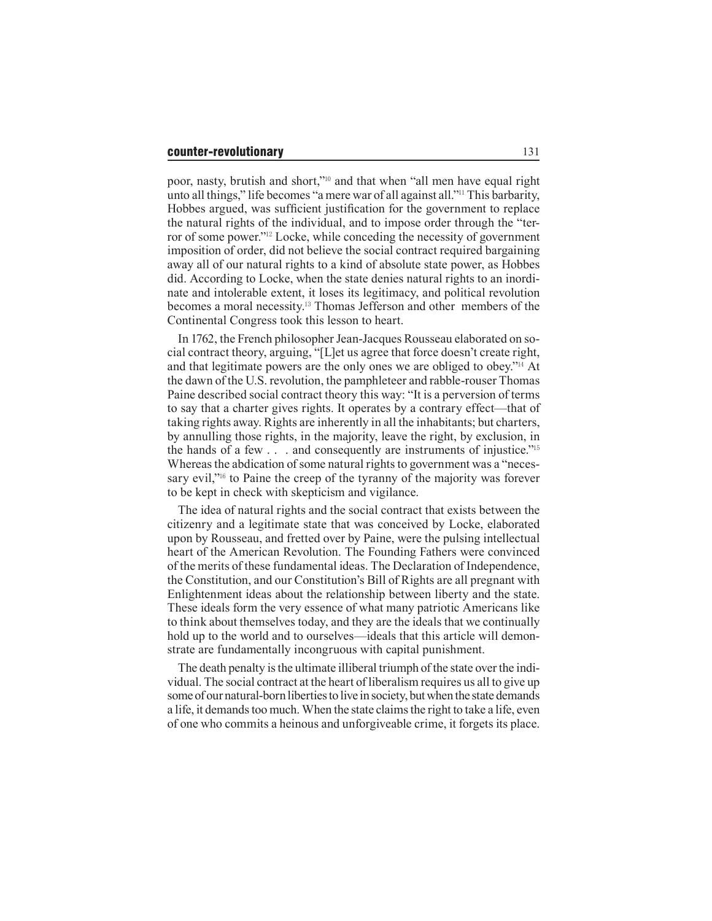poor, nasty, brutish and short,"[10] and that when "all men have equal right unto all things," life becomes "a mere war of all against all."[11] This barbarity, Hobbes argued, was sufficient justification for the government to replace the natural rights of the individual, and to impose order through the "terror of some power."[12] Locke, while conceding the necessity of government imposition of order, did not believe the social contract required bargaining away all of our natural rights to a kind of absolute state power, as Hobbes did. According to Locke, when the state denies natural rights to an inordinate and intolerable extent, it loses its legitimacy, and political revolution becomes a moral necessity.[13] Thomas Jefferson and other members of the Continental Congress took this lesson to heart.

In 1762, the French philosopher Jean-Jacques Rousseau elaborated on social contract theory, arguing, "[L]et us agree that force doesn't create right, and that legitimate powers are the only ones we are obliged to obey."[14] At the dawn of the U.S. revolution, the pamphleteer and rabble-rouser Thomas Paine described social contract theory this way: "It is a perversion of terms to say that a charter gives rights. It operates by a contrary effect—that of taking rights away. Rights are inherently in all the inhabitants; but charters, by annulling those rights, in the majority, leave the right, by exclusion, in the hands of a few . . . and consequently are instruments of injustice."[15] Whereas the abdication of some natural rights to government was a "necessary evil,"[16] to Paine the creep of the tyranny of the majority was forever to be kept in check with skepticism and vigilance.

The idea of natural rights and the social contract that exists between the citizenry and a legitimate state that was conceived by Locke, elaborated upon by Rousseau, and fretted over by Paine, were the pulsing intellectual heart of the American Revolution. The Founding Fathers were convinced of the merits of these fundamental ideas. The Declaration of Independence, the Constitution, and our Constitution's Bill of Rights are all pregnant with Enlightenment ideas about the relationship between liberty and the state. These ideals form the very essence of what many patriotic Americans like to think about themselves today, and they are the ideals that we continually hold up to the world and to ourselves—ideals that this article will demonstrate are fundamentally incongruous with capital punishment.

The death penalty is the ultimate illiberal triumph of the state over the individual. The social contract at the heart of liberalism requires us all to give up some of our natural-born liberties to live in society, but when the state demands a life, it demands too much. When the state claims the right to take a life, even of one who commits a heinous and unforgiveable crime, it forgets its place.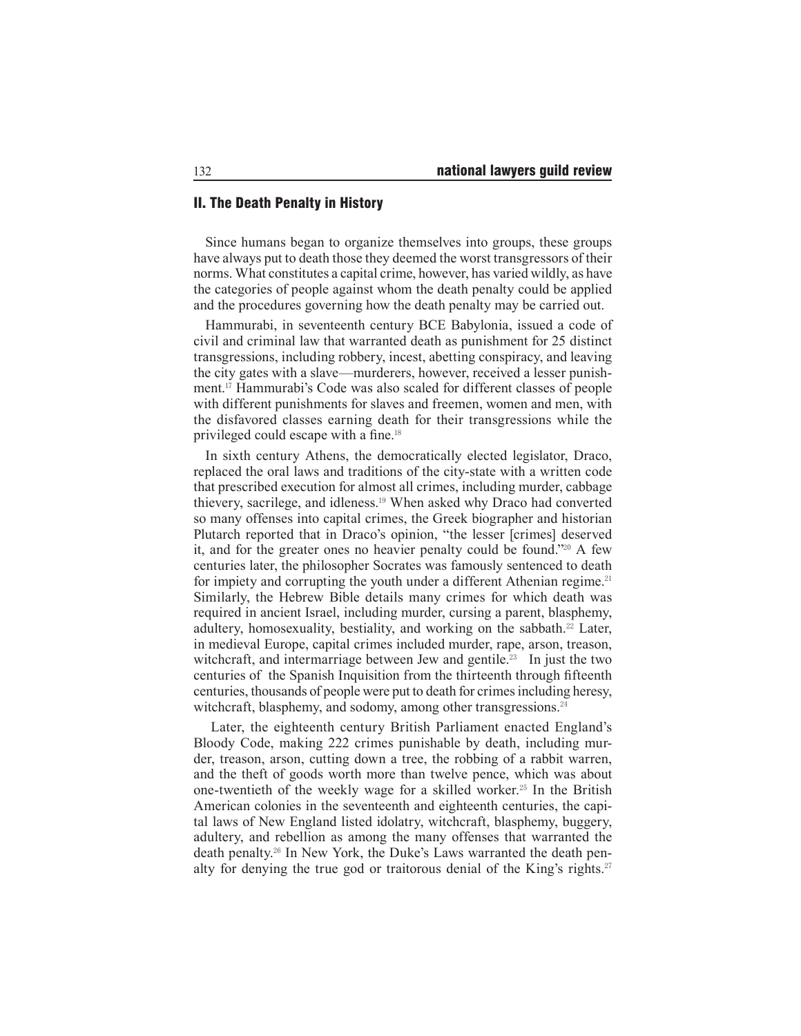## II. The Death Penalty in History

Since humans began to organize themselves into groups, these groups have always put to death those they deemed the worst transgressors of their norms. What constitutes a capital crime, however, has varied wildly, as have the categories of people against whom the death penalty could be applied and the procedures governing how the death penalty may be carried out.

Hammurabi, in seventeenth century BCE Babylonia, issued a code of civil and criminal law that warranted death as punishment for 25 distinct transgressions, including robbery, incest, abetting conspiracy, and leaving the city gates with a slave—murderers, however, received a lesser punishment.[17] Hammurabi's Code was also scaled for different classes of people with different punishments for slaves and freemen, women and men, with the disfavored classes earning death for their transgressions while the privileged could escape with a fine.[18]

In sixth century Athens, the democratically elected legislator, Draco, replaced the oral laws and traditions of the city-state with a written code that prescribed execution for almost all crimes, including murder, cabbage thievery, sacrilege, and idleness.[19] When asked why Draco had converted so many offenses into capital crimes, the Greek biographer and historian Plutarch reported that in Draco's opinion, "the lesser [crimes] deserved it, and for the greater ones no heavier penalty could be found."[20] A few centuries later, the philosopher Socrates was famously sentenced to death for impiety and corrupting the youth under a different Athenian regime.[21] Similarly, the Hebrew Bible details many crimes for which death was required in ancient Israel, including murder, cursing a parent, blasphemy, adultery, homosexuality, bestiality, and working on the sabbath.[22] Later, in medieval Europe, capital crimes included murder, rape, arson, treason, witchcraft, and intermarriage between Jew and gentile.[23] In just the two centuries of the Spanish Inquisition from the thirteenth through fifteenth centuries, thousands of people were put to death for crimes including heresy, witchcraft, blasphemy, and sodomy, among other transgressions.[24]

Later, the eighteenth century British Parliament enacted England's Bloody Code, making 222 crimes punishable by death, including murder, treason, arson, cutting down a tree, the robbing of a rabbit warren, and the theft of goods worth more than twelve pence, which was about one-twentieth of the weekly wage for a skilled worker.[25] In the British American colonies in the seventeenth and eighteenth centuries, the capital laws of New England listed idolatry, witchcraft, blasphemy, buggery, adultery, and rebellion as among the many offenses that warranted the death penalty.[26] In New York, the Duke's Laws warranted the death penalty for denying the true god or traitorous denial of the King's rights.[27]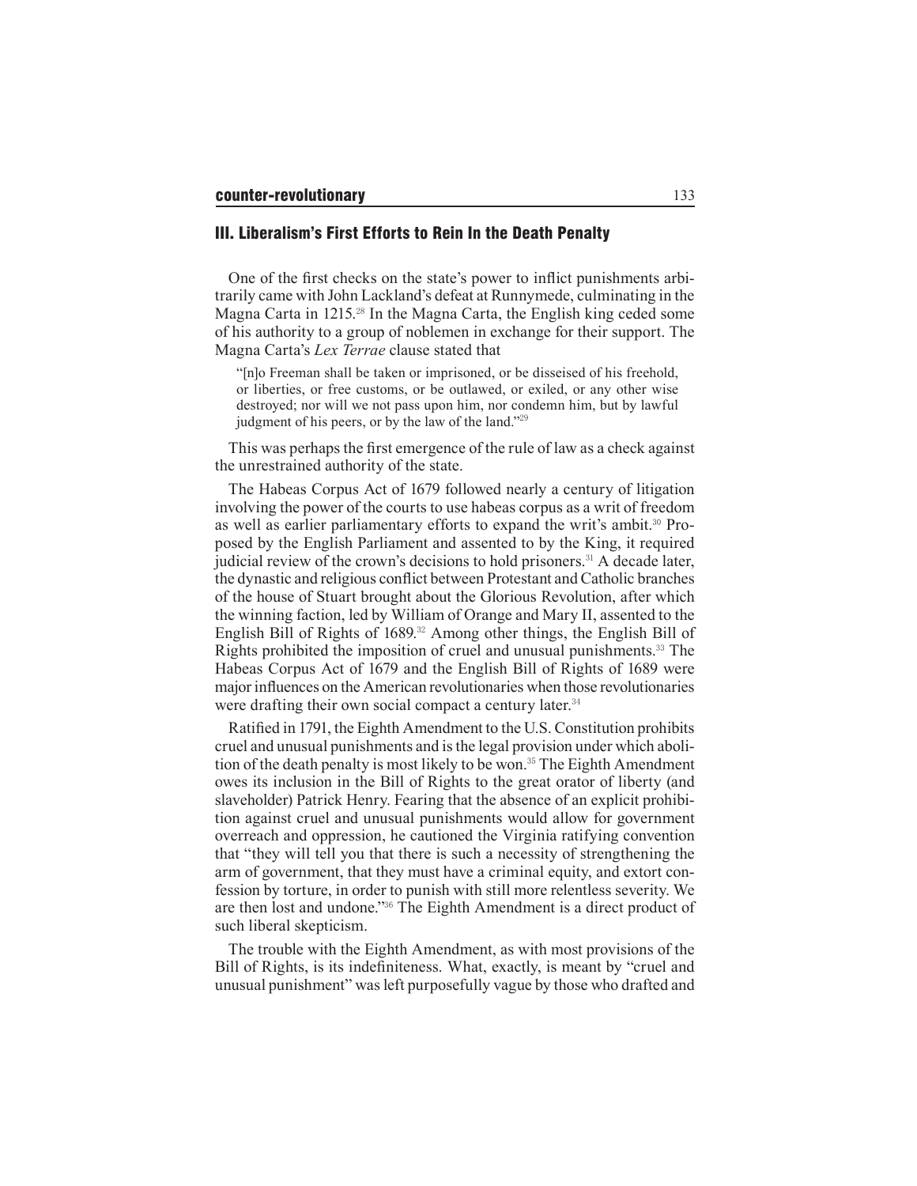## III. Liberalism's First Efforts to Rein In the Death Penalty

One of the first checks on the state's power to inflict punishments arbitrarily came with John Lackland's defeat at Runnymede, culminating in the Magna Carta in 1215.[28] In the Magna Carta, the English king ceded some of his authority to a group of noblemen in exchange for their support. The Magna Carta's *Lex Terrae* clause stated that

> "[n]o Freeman shall be taken or imprisoned, or be disseised of his freehold, or liberties, or free customs, or be outlawed, or exiled, or any other wise destroyed; nor will we not pass upon him, nor condemn him, but by lawful judgment of his peers, or by the law of the land."[29]

This was perhaps the first emergence of the rule of law as a check against the unrestrained authority of the state.

The Habeas Corpus Act of 1679 followed nearly a century of litigation involving the power of the courts to use habeas corpus as a writ of freedom as well as earlier parliamentary efforts to expand the writ's ambit.[30] Proposed by the English Parliament and assented to by the King, it required judicial review of the crown's decisions to hold prisoners.[31] A decade later, the dynastic and religious conflict between Protestant and Catholic branches of the house of Stuart brought about the Glorious Revolution, after which the winning faction, led by William of Orange and Mary II, assented to the English Bill of Rights of 1689.[32] Among other things, the English Bill of Rights prohibited the imposition of cruel and unusual punishments.[33] The Habeas Corpus Act of 1679 and the English Bill of Rights of 1689 were major influences on the American revolutionaries when those revolutionaries were drafting their own social compact a century later.[34]

Ratified in 1791, the Eighth Amendment to the U.S. Constitution prohibits cruel and unusual punishments and is the legal provision under which abolition of the death penalty is most likely to be won.[35] The Eighth Amendment owes its inclusion in the Bill of Rights to the great orator of liberty (and slaveholder) Patrick Henry. Fearing that the absence of an explicit prohibition against cruel and unusual punishments would allow for government overreach and oppression, he cautioned the Virginia ratifying convention that "they will tell you that there is such a necessity of strengthening the arm of government, that they must have a criminal equity, and extort confession by torture, in order to punish with still more relentless severity. We are then lost and undone."[36] The Eighth Amendment is a direct product of such liberal skepticism.

The trouble with the Eighth Amendment, as with most provisions of the Bill of Rights, is its indefiniteness. What, exactly, is meant by "cruel and unusual punishment" was left purposefully vague by those who drafted and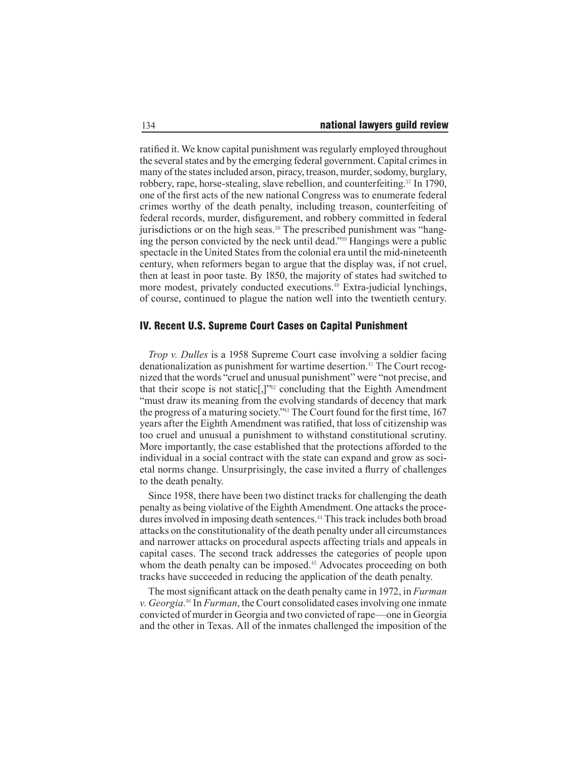ratified it. We know capital punishment was regularly employed throughout the several states and by the emerging federal government. Capital crimes in many of the states included arson, piracy, treason, murder, sodomy, burglary, robbery, rape, horse-stealing, slave rebellion, and counterfeiting.[37] In 1790, one of the first acts of the new national Congress was to enumerate federal crimes worthy of the death penalty, including treason, counterfeiting of federal records, murder, disfigurement, and robbery committed in federal jurisdictions or on the high seas.[38] The prescribed punishment was "hanging the person convicted by the neck until dead."[39] Hangings were a public spectacle in the United States from the colonial era until the mid-nineteenth century, when reformers began to argue that the display was, if not cruel, then at least in poor taste. By 1850, the majority of states had switched to more modest, privately conducted executions.[40] Extra-judicial lynchings, of course, continued to plague the nation well into the twentieth century.

## IV. Recent U.S. Supreme Court Cases on Capital Punishment

*Trop v. Dulles* is a 1958 Supreme Court case involving a soldier facing denationalization as punishment for wartime desertion.[41] The Court recognized that the words "cruel and unusual punishment" were "not precise, and that their scope is not static[,]"[42] concluding that the Eighth Amendment "must draw its meaning from the evolving standards of decency that mark the progress of a maturing society."[43] The Court found for the first time, 167 years after the Eighth Amendment was ratified, that loss of citizenship was too cruel and unusual a punishment to withstand constitutional scrutiny. More importantly, the case established that the protections afforded to the individual in a social contract with the state can expand and grow as societal norms change. Unsurprisingly, the case invited a flurry of challenges to the death penalty.

Since 1958, there have been two distinct tracks for challenging the death penalty as being violative of the Eighth Amendment. One attacks the procedures involved in imposing death sentences.[44] This track includes both broad attacks on the constitutionality of the death penalty under all circumstances and narrower attacks on procedural aspects affecting trials and appeals in capital cases. The second track addresses the categories of people upon whom the death penalty can be imposed.[45] Advocates proceeding on both tracks have succeeded in reducing the application of the death penalty.

The most significant attack on the death penalty came in 1972, in *Furman v. Georgia*.[46] In *Furman*, the Court consolidated cases involving one inmate convicted of murder in Georgia and two convicted of rape—one in Georgia and the other in Texas. All of the inmates challenged the imposition of the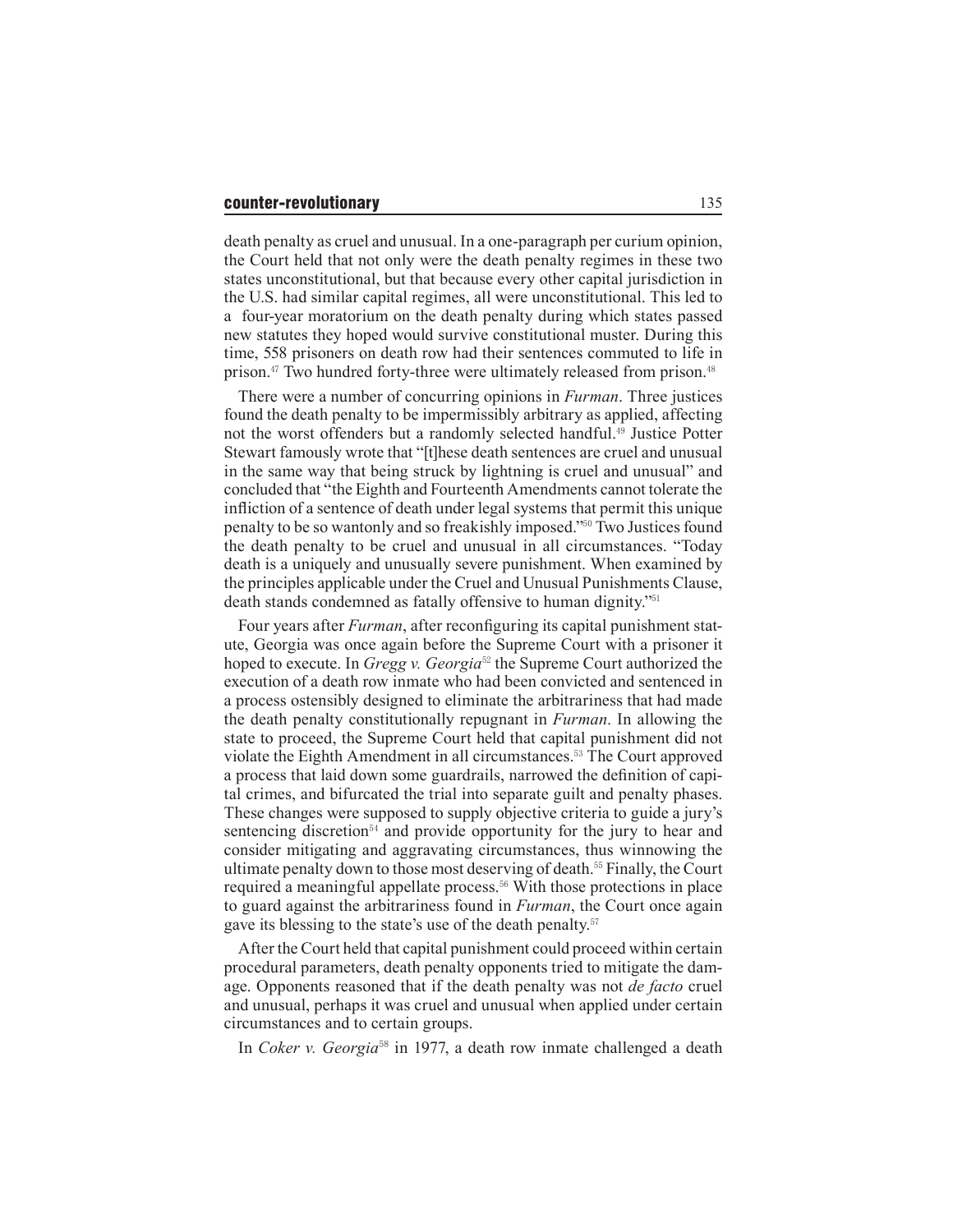death penalty as cruel and unusual. In a one-paragraph per curium opinion, the Court held that not only were the death penalty regimes in these two states unconstitutional, but that because every other capital jurisdiction in the U.S. had similar capital regimes, all were unconstitutional. This led to a four-year moratorium on the death penalty during which states passed new statutes they hoped would survive constitutional muster. During this time, 558 prisoners on death row had their sentences commuted to life in prison.[47] Two hundred forty-three were ultimately released from prison.[48]

There were a number of concurring opinions in *Furman*. Three justices found the death penalty to be impermissibly arbitrary as applied, affecting not the worst offenders but a randomly selected handful.[49] Justice Potter Stewart famously wrote that "[t]hese death sentences are cruel and unusual in the same way that being struck by lightning is cruel and unusual" and concluded that "the Eighth and Fourteenth Amendments cannot tolerate the infliction of a sentence of death under legal systems that permit this unique penalty to be so wantonly and so freakishly imposed."[50] Two Justices found the death penalty to be cruel and unusual in all circumstances. "Today death is a uniquely and unusually severe punishment. When examined by the principles applicable under the Cruel and Unusual Punishments Clause, death stands condemned as fatally offensive to human dignity."[51]

Four years after *Furman*, after reconfiguring its capital punishment statute, Georgia was once again before the Supreme Court with a prisoner it hoped to execute. In *Gregg v. Georgia*[52] the Supreme Court authorized the execution of a death row inmate who had been convicted and sentenced in a process ostensibly designed to eliminate the arbitrariness that had made the death penalty constitutionally repugnant in *Furman*. In allowing the state to proceed, the Supreme Court held that capital punishment did not violate the Eighth Amendment in all circumstances.[53] The Court approved a process that laid down some guardrails, narrowed the definition of capital crimes, and bifurcated the trial into separate guilt and penalty phases. These changes were supposed to supply objective criteria to guide a jury's sentencing discretion[54] and provide opportunity for the jury to hear and consider mitigating and aggravating circumstances, thus winnowing the ultimate penalty down to those most deserving of death.[55] Finally, the Court required a meaningful appellate process.[56] With those protections in place to guard against the arbitrariness found in *Furman*, the Court once again gave its blessing to the state's use of the death penalty.[57]

After the Court held that capital punishment could proceed within certain procedural parameters, death penalty opponents tried to mitigate the damage. Opponents reasoned that if the death penalty was not *de facto* cruel and unusual, perhaps it was cruel and unusual when applied under certain circumstances and to certain groups.

In *Coker v. Georgia*[58] in 1977, a death row inmate challenged a death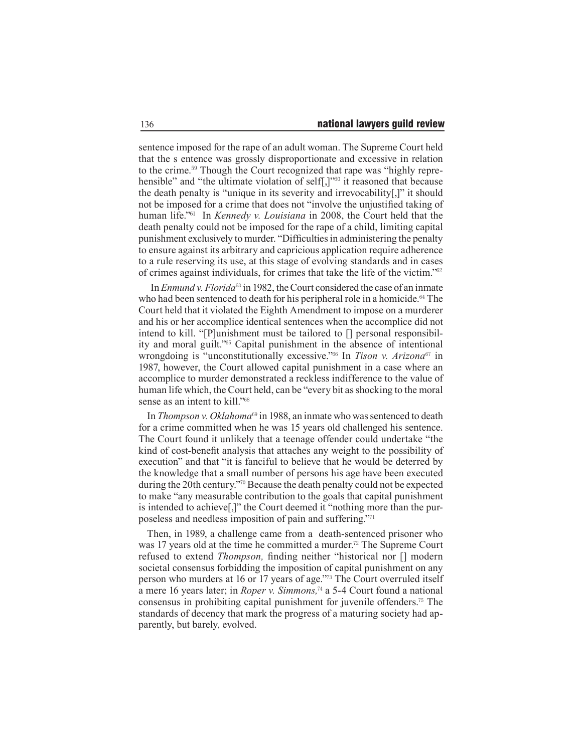sentence imposed for the rape of an adult woman. The Supreme Court held that the s entence was grossly disproportionate and excessive in relation to the crime.[59] Though the Court recognized that rape was "highly reprehensible" and "the ultimate violation of self[,]"[60] it reasoned that because the death penalty is "unique in its severity and irrevocability[,]" it should not be imposed for a crime that does not "involve the unjustified taking of human life."[61] In *Kennedy v. Louisiana* in 2008, the Court held that the death penalty could not be imposed for the rape of a child, limiting capital punishment exclusively to murder. "Difficulties in administering the penalty to ensure against its arbitrary and capricious application require adherence to a rule reserving its use, at this stage of evolving standards and in cases of crimes against individuals, for crimes that take the life of the victim."[62]

In *Enmund v. Florida*[63] in 1982, the Court considered the case of an inmate who had been sentenced to death for his peripheral role in a homicide.[64] The Court held that it violated the Eighth Amendment to impose on a murderer and his or her accomplice identical sentences when the accomplice did not intend to kill. "[P]unishment must be tailored to [] personal responsibility and moral guilt."[65] Capital punishment in the absence of intentional wrongdoing is "unconstitutionally excessive."[66] In *Tison v. Arizona*[67] in 1987, however, the Court allowed capital punishment in a case where an accomplice to murder demonstrated a reckless indifference to the value of human life which, the Court held, can be "every bit as shocking to the moral sense as an intent to kill."[68]

In *Thompson v. Oklahoma*[69] in 1988, an inmate who was sentenced to death for a crime committed when he was 15 years old challenged his sentence. The Court found it unlikely that a teenage offender could undertake "the kind of cost-benefit analysis that attaches any weight to the possibility of execution" and that "it is fanciful to believe that he would be deterred by the knowledge that a small number of persons his age have been executed during the 20th century."[70] Because the death penalty could not be expected to make "any measurable contribution to the goals that capital punishment is intended to achieve[,]" the Court deemed it "nothing more than the purposeless and needless imposition of pain and suffering."[71]

Then, in 1989, a challenge came from a death-sentenced prisoner who was 17 years old at the time he committed a murder.[72] The Supreme Court refused to extend *Thompson,* finding neither "historical nor [] modern societal consensus forbidding the imposition of capital punishment on any person who murders at 16 or 17 years of age."[73] The Court overruled itself a mere 16 years later; in *Roper v. Simmons,*[74] a 5-4 Court found a national consensus in prohibiting capital punishment for juvenile offenders.[75] The standards of decency that mark the progress of a maturing society had apparently, but barely, evolved.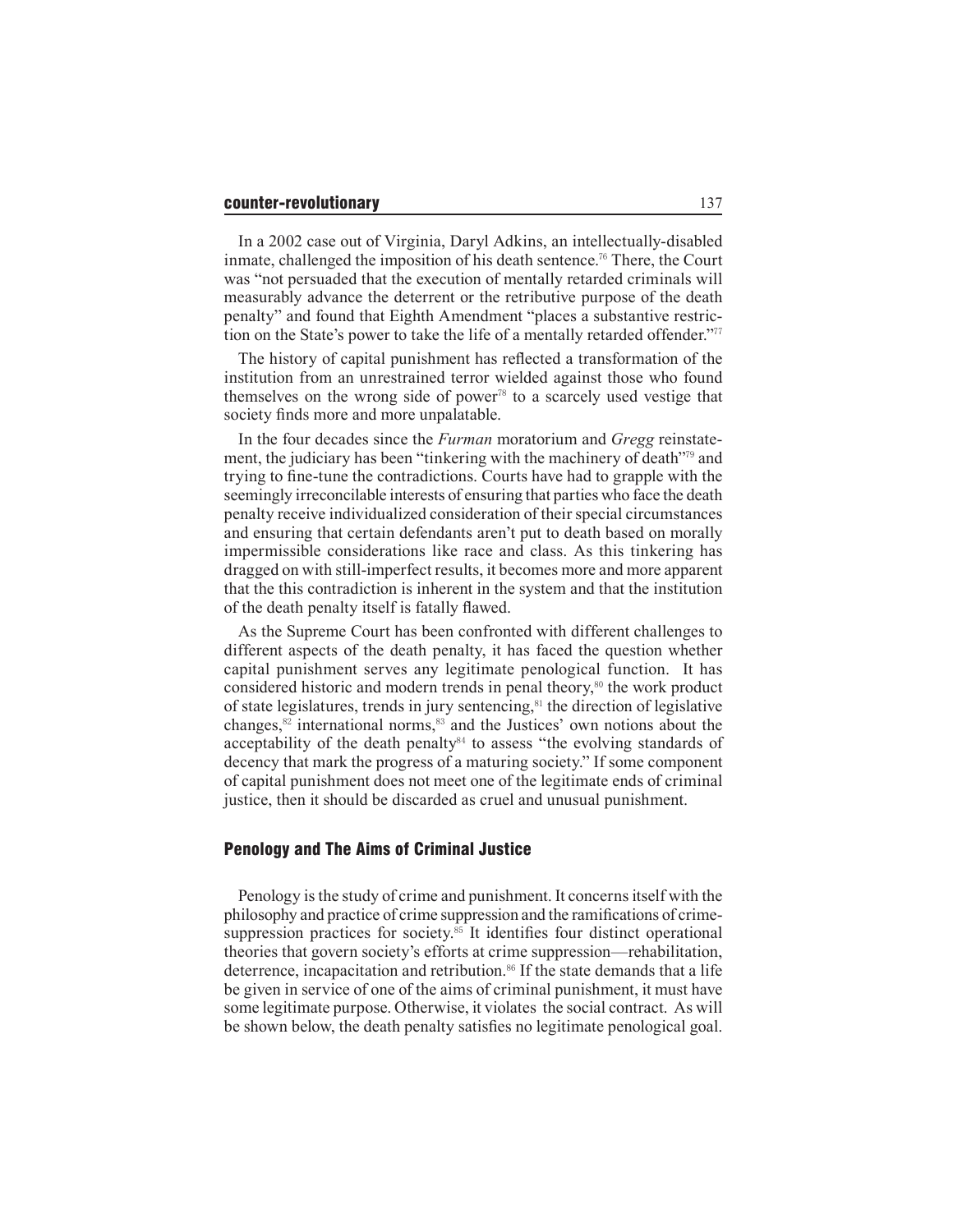In a 2002 case out of Virginia, Daryl Adkins, an intellectually-disabled inmate, challenged the imposition of his death sentence.[76] There, the Court was "not persuaded that the execution of mentally retarded criminals will measurably advance the deterrent or the retributive purpose of the death penalty" and found that Eighth Amendment "places a substantive restriction on the State's power to take the life of a mentally retarded offender."[77]

The history of capital punishment has reflected a transformation of the institution from an unrestrained terror wielded against those who found themselves on the wrong side of power[78] to a scarcely used vestige that society finds more and more unpalatable.

In the four decades since the *Furman* moratorium and *Gregg* reinstatement, the judiciary has been "tinkering with the machinery of death"[79] and trying to fine-tune the contradictions. Courts have had to grapple with the seemingly irreconcilable interests of ensuring that parties who face the death penalty receive individualized consideration of their special circumstances and ensuring that certain defendants aren't put to death based on morally impermissible considerations like race and class. As this tinkering has dragged on with still-imperfect results, it becomes more and more apparent that the this contradiction is inherent in the system and that the institution of the death penalty itself is fatally flawed.

As the Supreme Court has been confronted with different challenges to different aspects of the death penalty, it has faced the question whether capital punishment serves any legitimate penological function. It has considered historic and modern trends in penal theory,[80] the work product of state legislatures, trends in jury sentencing,[81] the direction of legislative changes,[82] international norms,[83] and the Justices' own notions about the acceptability of the death penalty[84] to assess "the evolving standards of decency that mark the progress of a maturing society." If some component of capital punishment does not meet one of the legitimate ends of criminal justice, then it should be discarded as cruel and unusual punishment.

## Penology and The Aims of Criminal Justice

Penology is the study of crime and punishment. It concerns itself with the philosophy and practice of crime suppression and the ramifications of crime-suppression practices for society.[85] It identifies four distinct operational theories that govern society's efforts at crime suppression—rehabilitation, deterrence, incapacitation and retribution.[86] If the state demands that a life be given in service of one of the aims of criminal punishment, it must have some legitimate purpose. Otherwise, it violates the social contract. As will be shown below, the death penalty satisfies no legitimate penological goal.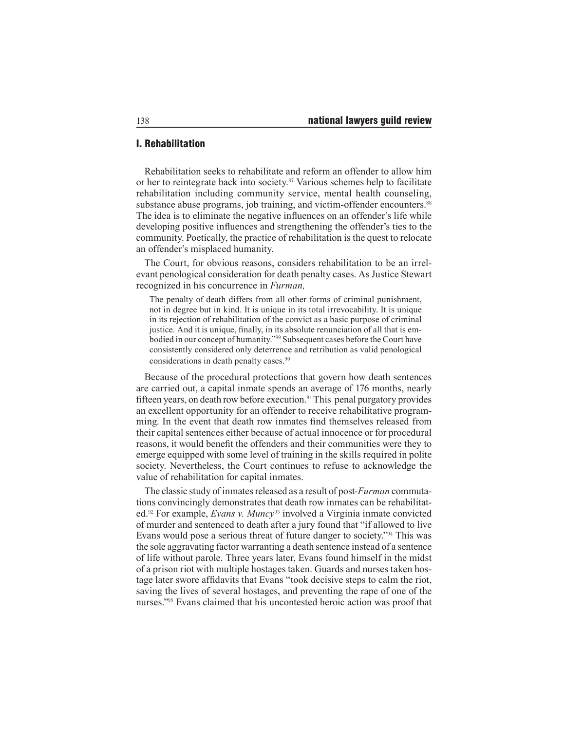## I. Rehabilitation

Rehabilitation seeks to rehabilitate and reform an offender to allow him or her to reintegrate back into society.[87] Various schemes help to facilitate rehabilitation including community service, mental health counseling, substance abuse programs, job training, and victim-offender encounters.[88] The idea is to eliminate the negative influences on an offender's life while developing positive influences and strengthening the offender's ties to the community. Poetically, the practice of rehabilitation is the quest to relocate an offender's misplaced humanity.

The Court, for obvious reasons, considers rehabilitation to be an irrelevant penological consideration for death penalty cases. As Justice Stewart recognized in his concurrence in *Furman,*

> The penalty of death differs from all other forms of criminal punishment, not in degree but in kind. It is unique in its total irrevocability. It is unique in its rejection of rehabilitation of the convict as a basic purpose of criminal justice. And it is unique, finally, in its absolute renunciation of all that is embodied in our concept of humanity."[89] Subsequent cases before the Court have consistently considered only deterrence and retribution as valid penological considerations in death penalty cases.[90]

Because of the procedural protections that govern how death sentences are carried out, a capital inmate spends an average of 176 months, nearly fifteen years, on death row before execution.[91] This penal purgatory provides an excellent opportunity for an offender to receive rehabilitative programming. In the event that death row inmates find themselves released from their capital sentences either because of actual innocence or for procedural reasons, it would benefit the offenders and their communities were they to emerge equipped with some level of training in the skills required in polite society. Nevertheless, the Court continues to refuse to acknowledge the value of rehabilitation for capital inmates.

The classic study of inmates released as a result of post-*Furman* commutations convincingly demonstrates that death row inmates can be rehabilitated.[92] For example, *Evans v. Muncy*[93] involved a Virginia inmate convicted of murder and sentenced to death after a jury found that "if allowed to live Evans would pose a serious threat of future danger to society."[94] This was the sole aggravating factor warranting a death sentence instead of a sentence of life without parole. Three years later, Evans found himself in the midst of a prison riot with multiple hostages taken. Guards and nurses taken hostage later swore affidavits that Evans "took decisive steps to calm the riot, saving the lives of several hostages, and preventing the rape of one of the nurses."[95] Evans claimed that his uncontested heroic action was proof that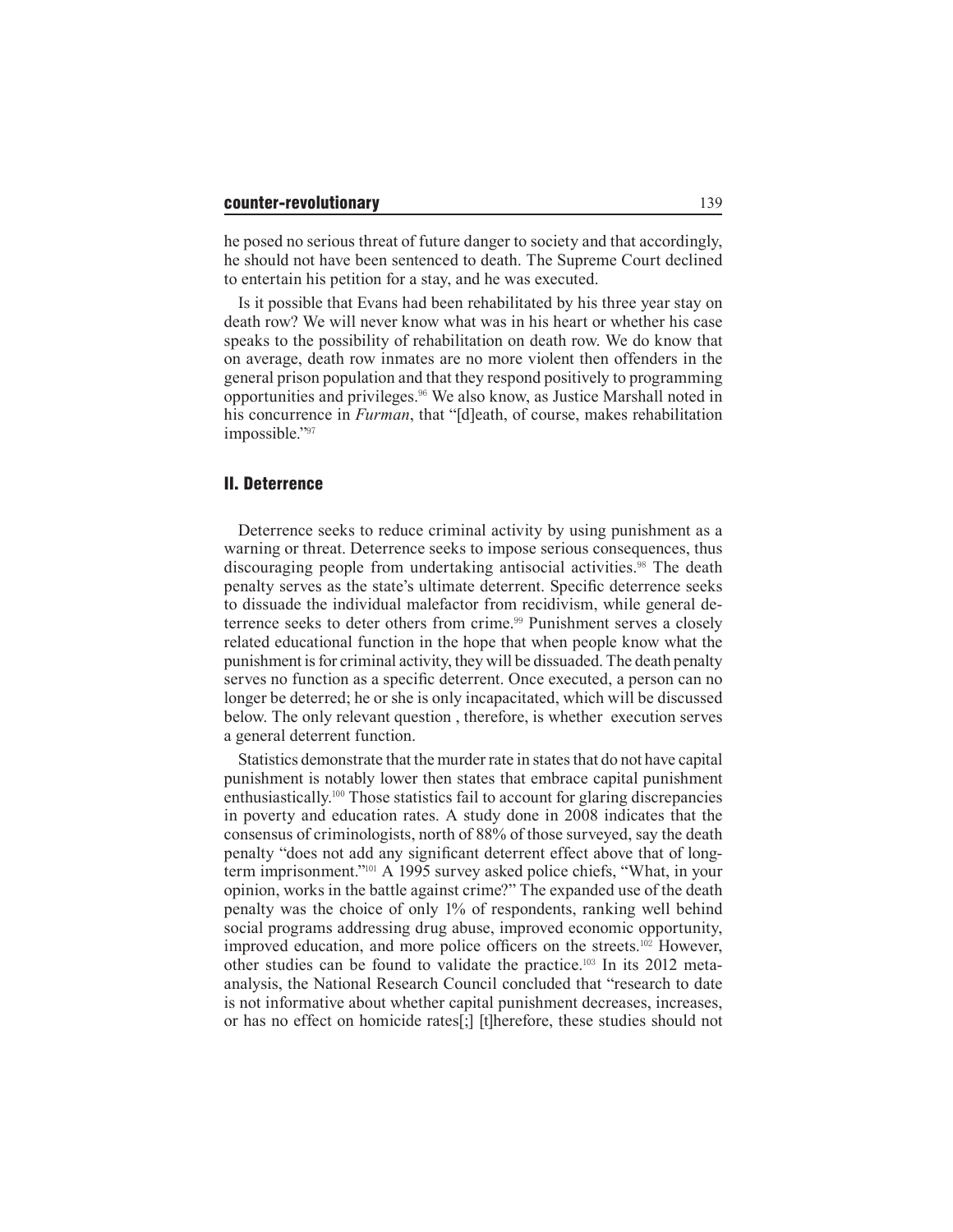he posed no serious threat of future danger to society and that accordingly, he should not have been sentenced to death. The Supreme Court declined to entertain his petition for a stay, and he was executed.

Is it possible that Evans had been rehabilitated by his three year stay on death row? We will never know what was in his heart or whether his case speaks to the possibility of rehabilitation on death row. We do know that on average, death row inmates are no more violent then offenders in the general prison population and that they respond positively to programming opportunities and privileges.[96] We also know, as Justice Marshall noted in his concurrence in *Furman*, that "[d]eath, of course, makes rehabilitation impossible."[97]

## II. Deterrence

Deterrence seeks to reduce criminal activity by using punishment as a warning or threat. Deterrence seeks to impose serious consequences, thus discouraging people from undertaking antisocial activities.[98] The death penalty serves as the state's ultimate deterrent. Specific deterrence seeks to dissuade the individual malefactor from recidivism, while general deterrence seeks to deter others from crime.[99] Punishment serves a closely related educational function in the hope that when people know what the punishment is for criminal activity, they will be dissuaded. The death penalty serves no function as a specific deterrent. Once executed, a person can no longer be deterred; he or she is only incapacitated, which will be discussed below. The only relevant question , therefore, is whether execution serves a general deterrent function.

Statistics demonstrate that the murder rate in states that do not have capital punishment is notably lower then states that embrace capital punishment enthusiastically.[100] Those statistics fail to account for glaring discrepancies in poverty and education rates. A study done in 2008 indicates that the consensus of criminologists, north of 88% of those surveyed, say the death penalty "does not add any significant deterrent effect above that of long-term imprisonment."[101] A 1995 survey asked police chiefs, "What, in your opinion, works in the battle against crime?" The expanded use of the death penalty was the choice of only 1% of respondents, ranking well behind social programs addressing drug abuse, improved economic opportunity, improved education, and more police officers on the streets.[102] However, other studies can be found to validate the practice.[103] In its 2012 meta-analysis, the National Research Council concluded that "research to date is not informative about whether capital punishment decreases, increases, or has no effect on homicide rates[;] [t]herefore, these studies should not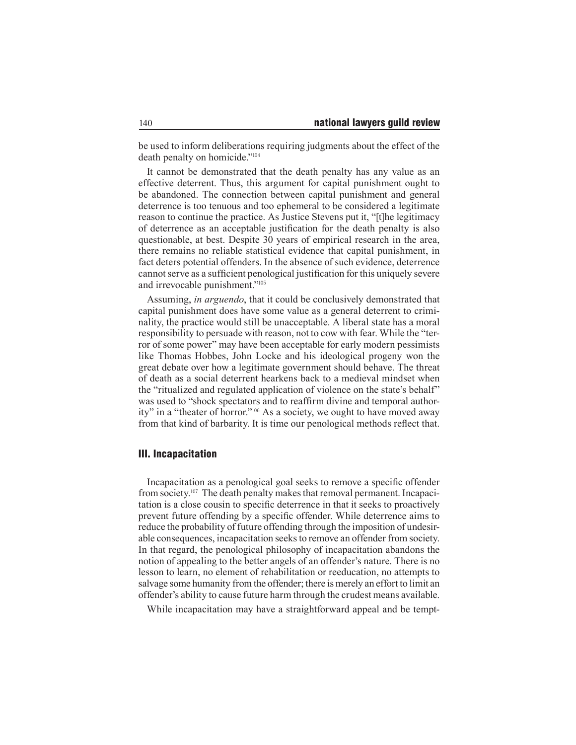be used to inform deliberations requiring judgments about the effect of the death penalty on homicide."[104]

It cannot be demonstrated that the death penalty has any value as an effective deterrent. Thus, this argument for capital punishment ought to be abandoned. The connection between capital punishment and general deterrence is too tenuous and too ephemeral to be considered a legitimate reason to continue the practice. As Justice Stevens put it, "[t]he legitimacy of deterrence as an acceptable justification for the death penalty is also questionable, at best. Despite 30 years of empirical research in the area, there remains no reliable statistical evidence that capital punishment, in fact deters potential offenders. In the absence of such evidence, deterrence cannot serve as a sufficient penological justification for this uniquely severe and irrevocable punishment."[105]

Assuming, *in arguendo*, that it could be conclusively demonstrated that capital punishment does have some value as a general deterrent to criminality, the practice would still be unacceptable. A liberal state has a moral responsibility to persuade with reason, not to cow with fear. While the "terror of some power" may have been acceptable for early modern pessimists like Thomas Hobbes, John Locke and his ideological progeny won the great debate over how a legitimate government should behave. The threat of death as a social deterrent hearkens back to a medieval mindset when the "ritualized and regulated application of violence on the state's behalf" was used to "shock spectators and to reaffirm divine and temporal authority" in a "theater of horror."[106] As a society, we ought to have moved away from that kind of barbarity. It is time our penological methods reflect that.

## III. Incapacitation

Incapacitation as a penological goal seeks to remove a specific offender from society.[107] The death penalty makes that removal permanent. Incapacitation is a close cousin to specific deterrence in that it seeks to proactively prevent future offending by a specific offender. While deterrence aims to reduce the probability of future offending through the imposition of undesirable consequences, incapacitation seeks to remove an offender from society. In that regard, the penological philosophy of incapacitation abandons the notion of appealing to the better angels of an offender's nature. There is no lesson to learn, no element of rehabilitation or reeducation, no attempts to salvage some humanity from the offender; there is merely an effort to limit an offender's ability to cause future harm through the crudest means available.

While incapacitation may have a straightforward appeal and be tempt-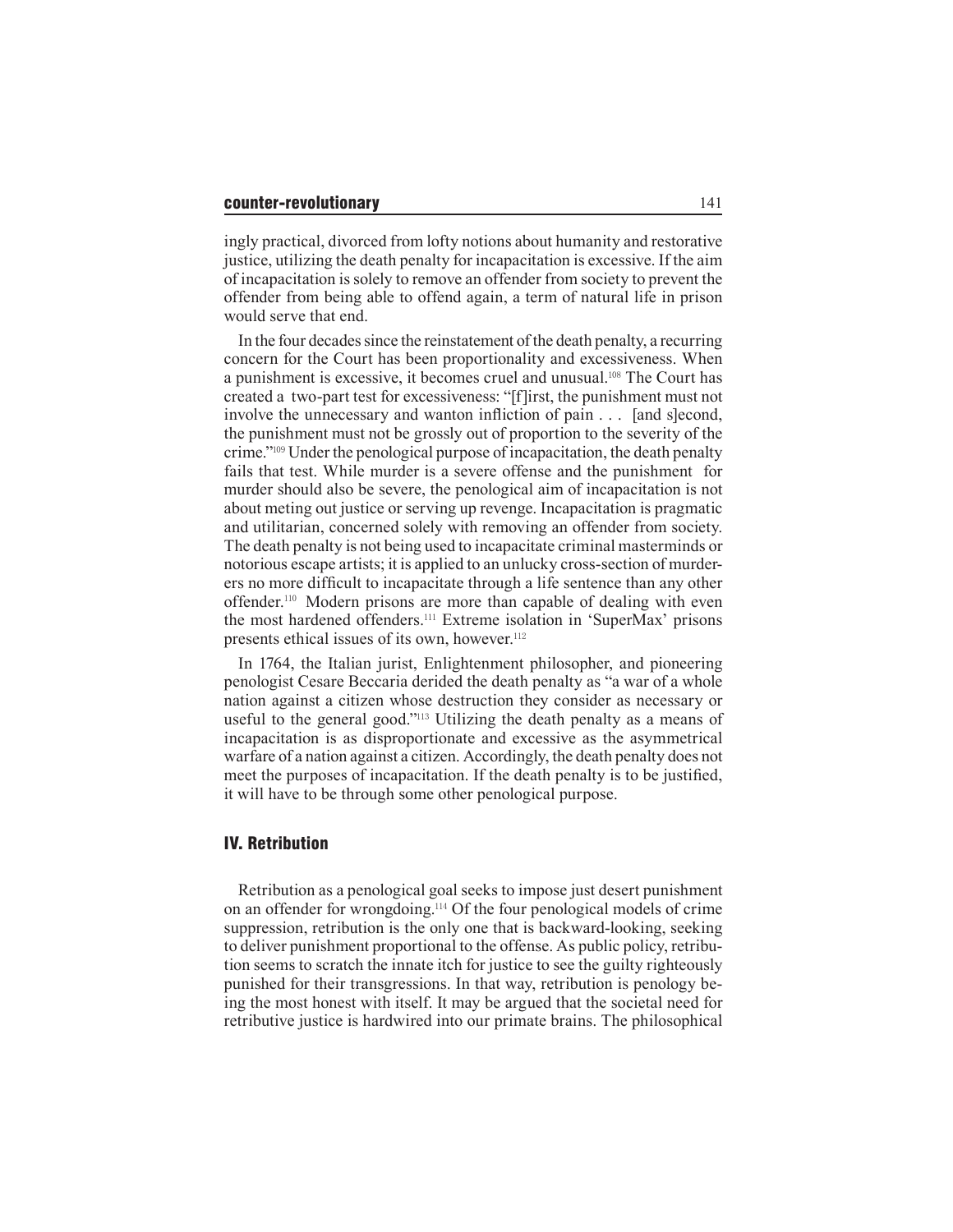ingly practical, divorced from lofty notions about humanity and restorative justice, utilizing the death penalty for incapacitation is excessive. If the aim of incapacitation is solely to remove an offender from society to prevent the offender from being able to offend again, a term of natural life in prison would serve that end.

In the four decades since the reinstatement of the death penalty, a recurring concern for the Court has been proportionality and excessiveness. When a punishment is excessive, it becomes cruel and unusual.[108] The Court has created a two-part test for excessiveness: "[f]irst, the punishment must not involve the unnecessary and wanton infliction of pain . . . [and s]econd, the punishment must not be grossly out of proportion to the severity of the crime."[109] Under the penological purpose of incapacitation, the death penalty fails that test. While murder is a severe offense and the punishment for murder should also be severe, the penological aim of incapacitation is not about meting out justice or serving up revenge. Incapacitation is pragmatic and utilitarian, concerned solely with removing an offender from society. The death penalty is not being used to incapacitate criminal masterminds or notorious escape artists; it is applied to an unlucky cross-section of murderers no more difficult to incapacitate through a life sentence than any other offender.[110] Modern prisons are more than capable of dealing with even the most hardened offenders.[111] Extreme isolation in 'SuperMax' prisons presents ethical issues of its own, however.[112]

In 1764, the Italian jurist, Enlightenment philosopher, and pioneering penologist Cesare Beccaria derided the death penalty as "a war of a whole nation against a citizen whose destruction they consider as necessary or useful to the general good."[113] Utilizing the death penalty as a means of incapacitation is as disproportionate and excessive as the asymmetrical warfare of a nation against a citizen. Accordingly, the death penalty does not meet the purposes of incapacitation. If the death penalty is to be justified, it will have to be through some other penological purpose.

## IV. Retribution

Retribution as a penological goal seeks to impose just desert punishment on an offender for wrongdoing.[114] Of the four penological models of crime suppression, retribution is the only one that is backward-looking, seeking to deliver punishment proportional to the offense. As public policy, retribution seems to scratch the innate itch for justice to see the guilty righteously punished for their transgressions. In that way, retribution is penology being the most honest with itself. It may be argued that the societal need for retributive justice is hardwired into our primate brains. The philosophical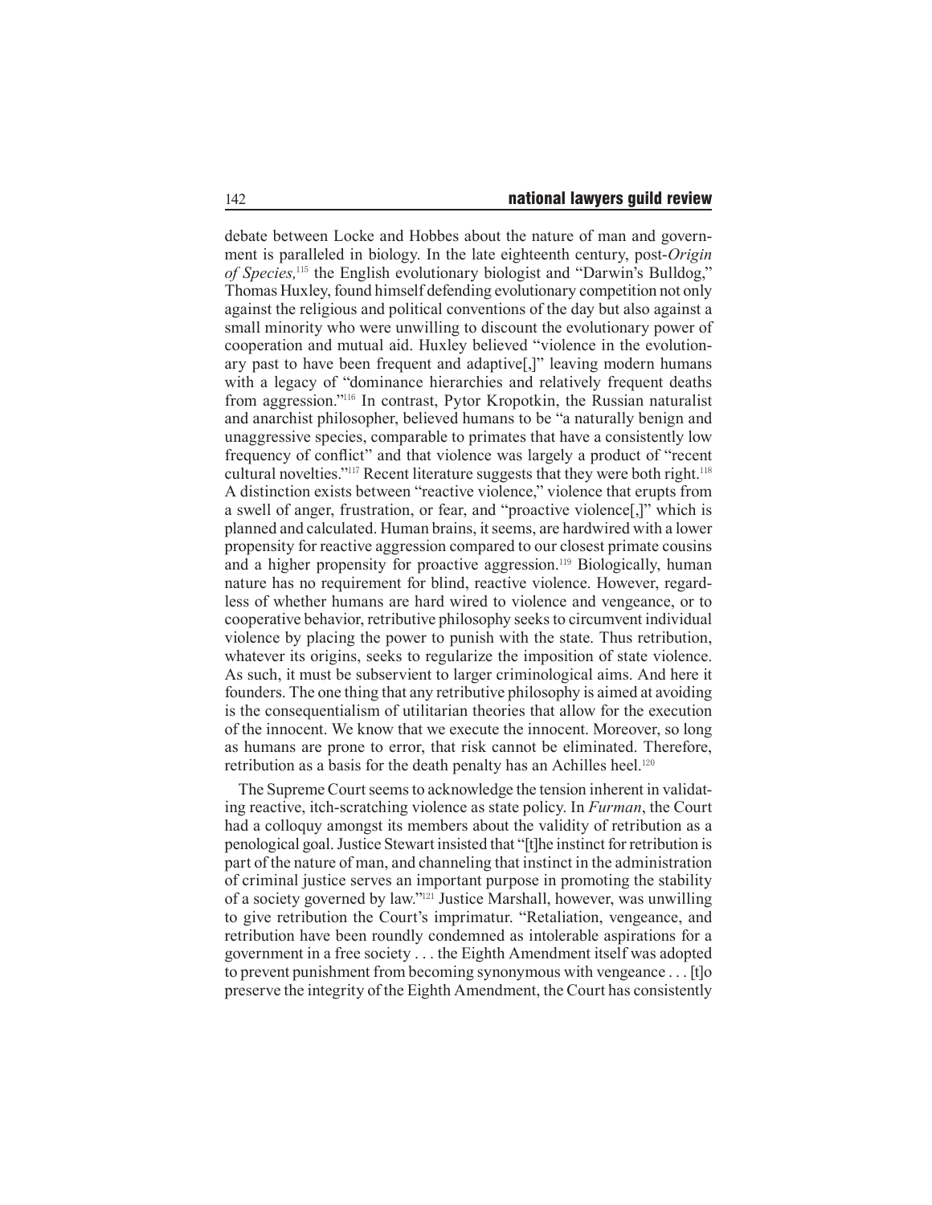debate between Locke and Hobbes about the nature of man and government is paralleled in biology. In the late eighteenth century, post-*Origin of Species,*[115] the English evolutionary biologist and "Darwin's Bulldog," Thomas Huxley, found himself defending evolutionary competition not only against the religious and political conventions of the day but also against a small minority who were unwilling to discount the evolutionary power of cooperation and mutual aid. Huxley believed "violence in the evolutionary past to have been frequent and adaptive[,]" leaving modern humans with a legacy of "dominance hierarchies and relatively frequent deaths from aggression."[116] In contrast, Pytor Kropotkin, the Russian naturalist and anarchist philosopher, believed humans to be "a naturally benign and unaggressive species, comparable to primates that have a consistently low frequency of conflict" and that violence was largely a product of "recent cultural novelties."[117] Recent literature suggests that they were both right.[118] A distinction exists between "reactive violence," violence that erupts from a swell of anger, frustration, or fear, and "proactive violence[,]" which is planned and calculated. Human brains, it seems, are hardwired with a lower propensity for reactive aggression compared to our closest primate cousins and a higher propensity for proactive aggression.[119] Biologically, human nature has no requirement for blind, reactive violence. However, regardless of whether humans are hard wired to violence and vengeance, or to cooperative behavior, retributive philosophy seeks to circumvent individual violence by placing the power to punish with the state. Thus retribution, whatever its origins, seeks to regularize the imposition of state violence. As such, it must be subservient to larger criminological aims. And here it founders. The one thing that any retributive philosophy is aimed at avoiding is the consequentialism of utilitarian theories that allow for the execution of the innocent. We know that we execute the innocent. Moreover, so long as humans are prone to error, that risk cannot be eliminated. Therefore, retribution as a basis for the death penalty has an Achilles heel.[120]

The Supreme Court seems to acknowledge the tension inherent in validating reactive, itch-scratching violence as state policy. In *Furman*, the Court had a colloquy amongst its members about the validity of retribution as a penological goal. Justice Stewart insisted that "[t]he instinct for retribution is part of the nature of man, and channeling that instinct in the administration of criminal justice serves an important purpose in promoting the stability of a society governed by law."[121] Justice Marshall, however, was unwilling to give retribution the Court's imprimatur. "Retaliation, vengeance, and retribution have been roundly condemned as intolerable aspirations for a government in a free society . . . the Eighth Amendment itself was adopted to prevent punishment from becoming synonymous with vengeance . . . [t]o preserve the integrity of the Eighth Amendment, the Court has consistently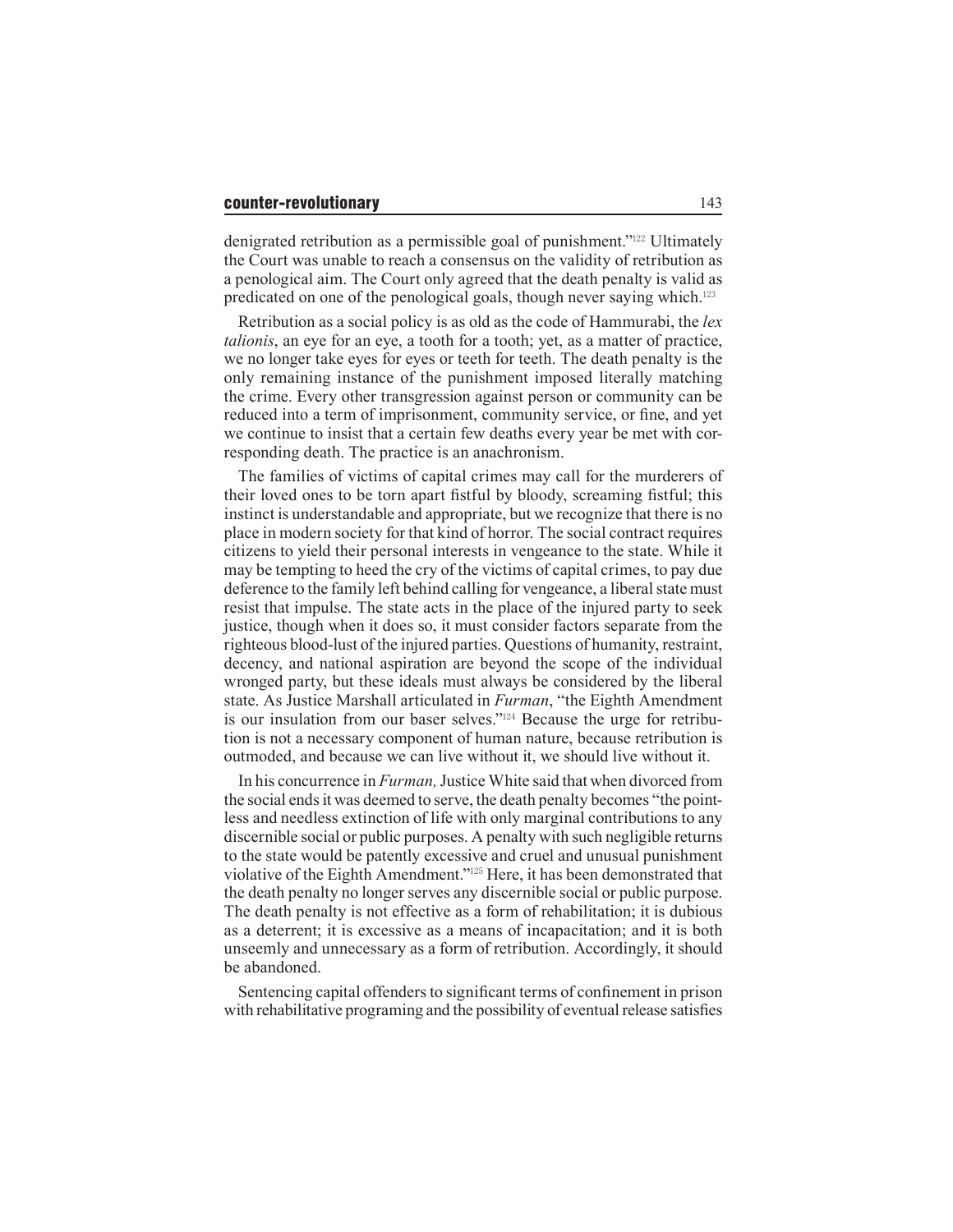denigrated retribution as a permissible goal of punishment."[122] Ultimately the Court was unable to reach a consensus on the validity of retribution as a penological aim. The Court only agreed that the death penalty is valid as predicated on one of the penological goals, though never saying which.[123]

Retribution as a social policy is as old as the code of Hammurabi, the *lex talionis*, an eye for an eye, a tooth for a tooth; yet, as a matter of practice, we no longer take eyes for eyes or teeth for teeth. The death penalty is the only remaining instance of the punishment imposed literally matching the crime. Every other transgression against person or community can be reduced into a term of imprisonment, community service, or fine, and yet we continue to insist that a certain few deaths every year be met with corresponding death. The practice is an anachronism.

The families of victims of capital crimes may call for the murderers of their loved ones to be torn apart fistful by bloody, screaming fistful; this instinct is understandable and appropriate, but we recognize that there is no place in modern society for that kind of horror. The social contract requires citizens to yield their personal interests in vengeance to the state. While it may be tempting to heed the cry of the victims of capital crimes, to pay due deference to the family left behind calling for vengeance, a liberal state must resist that impulse. The state acts in the place of the injured party to seek justice, though when it does so, it must consider factors separate from the righteous blood-lust of the injured parties. Questions of humanity, restraint, decency, and national aspiration are beyond the scope of the individual wronged party, but these ideals must always be considered by the liberal state. As Justice Marshall articulated in *Furman*, "the Eighth Amendment is our insulation from our baser selves."[124] Because the urge for retribution is not a necessary component of human nature, because retribution is outmoded, and because we can live without it, we should live without it.

In his concurrence in *Furman,* Justice White said that when divorced from the social ends it was deemed to serve, the death penalty becomes "the pointless and needless extinction of life with only marginal contributions to any discernible social or public purposes. A penalty with such negligible returns to the state would be patently excessive and cruel and unusual punishment violative of the Eighth Amendment."[125] Here, it has been demonstrated that the death penalty no longer serves any discernible social or public purpose. The death penalty is not effective as a form of rehabilitation; it is dubious as a deterrent; it is excessive as a means of incapacitation; and it is both unseemly and unnecessary as a form of retribution. Accordingly, it should be abandoned.

Sentencing capital offenders to significant terms of confinement in prison with rehabilitative programing and the possibility of eventual release satisfies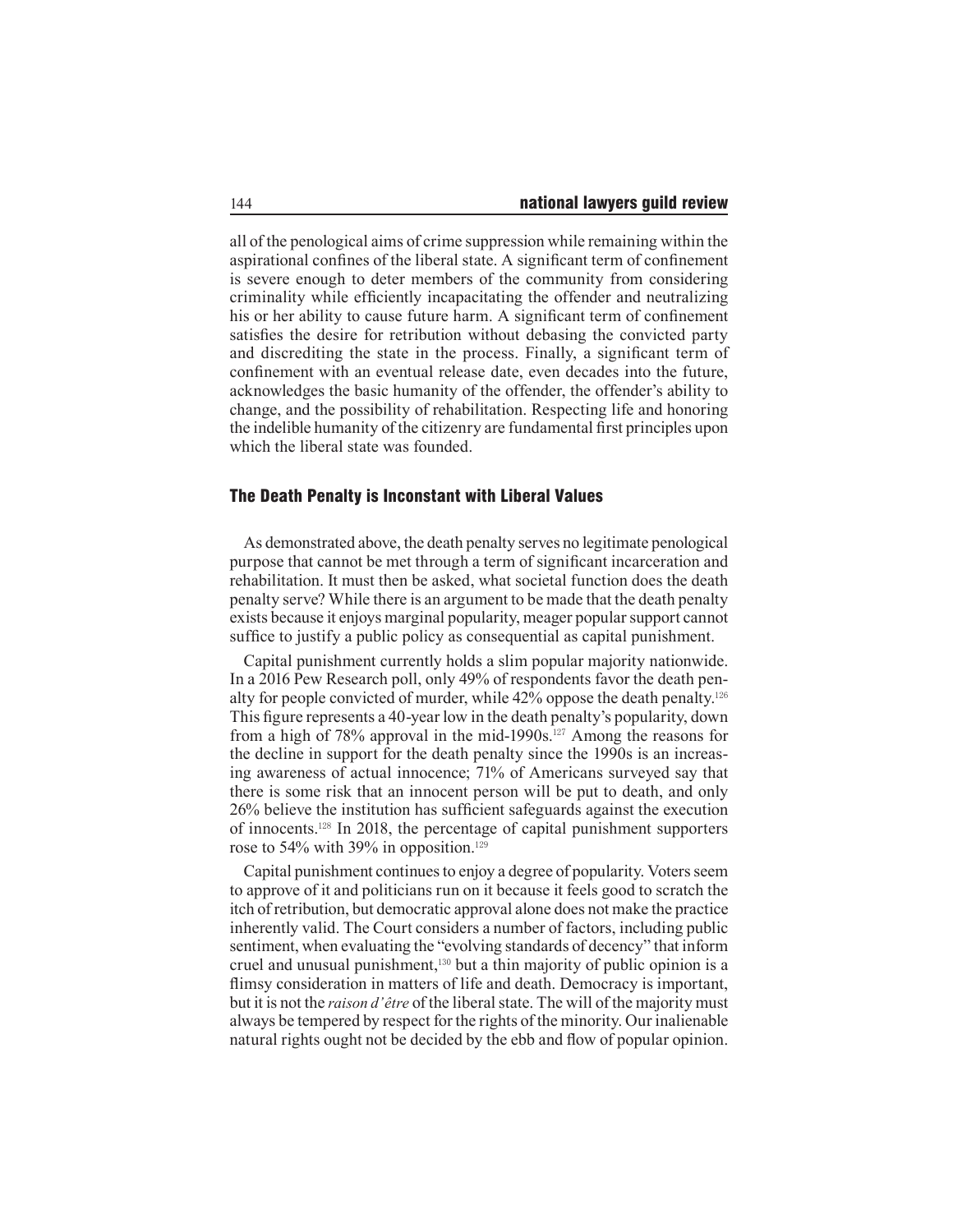all of the penological aims of crime suppression while remaining within the aspirational confines of the liberal state. A significant term of confinement is severe enough to deter members of the community from considering criminality while efficiently incapacitating the offender and neutralizing his or her ability to cause future harm. A significant term of confinement satisfies the desire for retribution without debasing the convicted party and discrediting the state in the process. Finally, a significant term of confinement with an eventual release date, even decades into the future, acknowledges the basic humanity of the offender, the offender's ability to change, and the possibility of rehabilitation. Respecting life and honoring the indelible humanity of the citizenry are fundamental first principles upon which the liberal state was founded.

## The Death Penalty is Inconstant with Liberal Values

As demonstrated above, the death penalty serves no legitimate penological purpose that cannot be met through a term of significant incarceration and rehabilitation. It must then be asked, what societal function does the death penalty serve? While there is an argument to be made that the death penalty exists because it enjoys marginal popularity, meager popular support cannot suffice to justify a public policy as consequential as capital punishment.

Capital punishment currently holds a slim popular majority nationwide. In a 2016 Pew Research poll, only 49% of respondents favor the death penalty for people convicted of murder, while 42% oppose the death penalty.[126] This figure represents a 40-year low in the death penalty's popularity, down from a high of 78% approval in the mid-1990s.[127] Among the reasons for the decline in support for the death penalty since the 1990s is an increasing awareness of actual innocence; 71% of Americans surveyed say that there is some risk that an innocent person will be put to death, and only 26% believe the institution has sufficient safeguards against the execution of innocents.[128] In 2018, the percentage of capital punishment supporters rose to 54% with 39% in opposition.[129]

Capital punishment continues to enjoy a degree of popularity. Voters seem to approve of it and politicians run on it because it feels good to scratch the itch of retribution, but democratic approval alone does not make the practice inherently valid. The Court considers a number of factors, including public sentiment, when evaluating the "evolving standards of decency" that inform cruel and unusual punishment,[130] but a thin majority of public opinion is a flimsy consideration in matters of life and death. Democracy is important, but it is not the *raison d'être* of the liberal state. The will of the majority must always be tempered by respect for the rights of the minority. Our inalienable natural rights ought not be decided by the ebb and flow of popular opinion.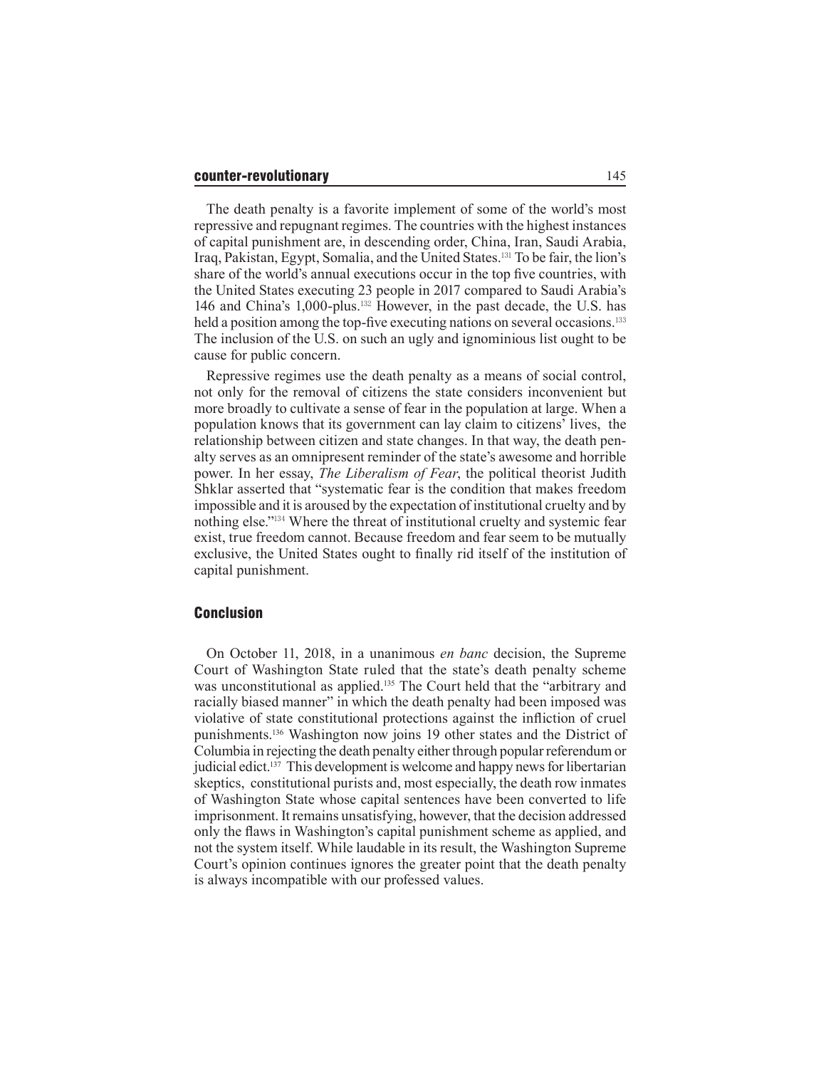The death penalty is a favorite implement of some of the world's most repressive and repugnant regimes. The countries with the highest instances of capital punishment are, in descending order, China, Iran, Saudi Arabia, Iraq, Pakistan, Egypt, Somalia, and the United States.[131] To be fair, the lion's share of the world's annual executions occur in the top five countries, with the United States executing 23 people in 2017 compared to Saudi Arabia's 146 and China's 1,000-plus.[132] However, in the past decade, the U.S. has held a position among the top-five executing nations on several occasions.[133] The inclusion of the U.S. on such an ugly and ignominious list ought to be cause for public concern.

Repressive regimes use the death penalty as a means of social control, not only for the removal of citizens the state considers inconvenient but more broadly to cultivate a sense of fear in the population at large. When a population knows that its government can lay claim to citizens' lives, the relationship between citizen and state changes. In that way, the death penalty serves as an omnipresent reminder of the state's awesome and horrible power. In her essay, *The Liberalism of Fear*, the political theorist Judith Shklar asserted that "systematic fear is the condition that makes freedom impossible and it is aroused by the expectation of institutional cruelty and by nothing else."[134] Where the threat of institutional cruelty and systemic fear exist, true freedom cannot. Because freedom and fear seem to be mutually exclusive, the United States ought to finally rid itself of the institution of capital punishment.

## Conclusion

On October 11, 2018, in a unanimous *en banc* decision, the Supreme Court of Washington State ruled that the state's death penalty scheme was unconstitutional as applied.[135] The Court held that the "arbitrary and racially biased manner" in which the death penalty had been imposed was violative of state constitutional protections against the infliction of cruel punishments.[136] Washington now joins 19 other states and the District of Columbia in rejecting the death penalty either through popular referendum or judicial edict.[137] This development is welcome and happy news for libertarian skeptics, constitutional purists and, most especially, the death row inmates of Washington State whose capital sentences have been converted to life imprisonment. It remains unsatisfying, however, that the decision addressed only the flaws in Washington's capital punishment scheme as applied, and not the system itself. While laudable in its result, the Washington Supreme Court's opinion continues ignores the greater point that the death penalty is always incompatible with our professed values.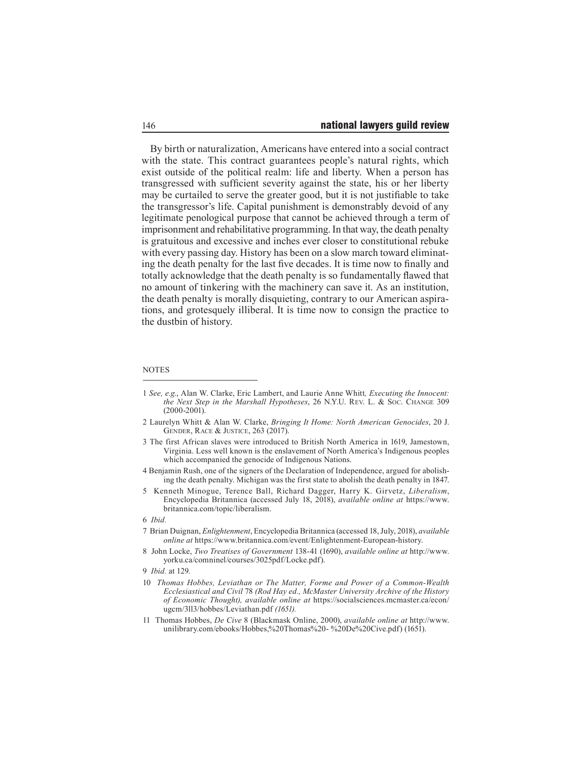By birth or naturalization, Americans have entered into a social contract with the state. This contract guarantees people's natural rights, which exist outside of the political realm: life and liberty. When a person has transgressed with sufficient severity against the state, his or her liberty may be curtailed to serve the greater good, but it is not justifiable to take the transgressor's life. Capital punishment is demonstrably devoid of any legitimate penological purpose that cannot be achieved through a term of imprisonment and rehabilitative programming. In that way, the death penalty is gratuitous and excessive and inches ever closer to constitutional rebuke with every passing day. History has been on a slow march toward eliminating the death penalty for the last five decades. It is time now to finally and totally acknowledge that the death penalty is so fundamentally flawed that no amount of tinkering with the machinery can save it. As an institution, the death penalty is morally disquieting, contrary to our American aspirations, and grotesquely illiberal. It is time now to consign the practice to the dustbin of history.

NOTES

1 *See, e.g*., Alan W. Clarke, Eric Lambert, and Laurie Anne Whitt*, Executing the Innocent: the Next Step in the Marshall Hypotheses*, 26 N.Y.U. Rev. L. & Soc. Change 309 (2000-2001).

2 Laurelyn Whitt & Alan W. Clarke, *Bringing It Home: North American Genocides*, 20 J. Gender, Race & Justice, 263 (2017).

3 The first African slaves were introduced to British North America in 1619, Jamestown, Virginia. Less well known is the enslavement of North America's Indigenous peoples which accompanied the genocide of Indigenous Nations.

4 Benjamin Rush, one of the signers of the Declaration of Independence, argued for abolishing the death penalty. Michigan was the first state to abolish the death penalty in 1847.

5 Kenneth Minogue, Terence Ball, Richard Dagger, Harry K. Girvetz, *Liberalism*, Encyclopedia Britannica (accessed July 18, 2018), *available online at* https://www.britannica.com/topic/liberalism.

6 *Ibid.*

7 Brian Duignan, *Enlightenment*, Encyclopedia Britannica (accessed 18, July, 2018), *available online at* https://www.britannica.com/event/Enlightenment-European-history.

8 John Locke, *Two Treatises of Government* 138-41 (1690), *available online at* http://www.yorku.ca/comninel/courses/3025pdf/Locke.pdf).

9 *Ibid.* at 129.

10 *Thomas Hobbes, Leviathan or The Matter, Forme and Power of a Common-Wealth Ecclesiastical and Civil* 78 *(Rod Hay ed., McMaster University Archive of the History of Economic Thought), available online at* https://socialsciences.mcmaster.ca/econ/ugcm/3ll3/hobbes/Leviathan.pdf *(1651).*

11 Thomas Hobbes, *De Cive* 8 (Blackmask Online, 2000), *available online at* http://www.unilibrary.com/ebooks/Hobbes,%20Thomas%20- %20De%20Cive.pdf) (1651).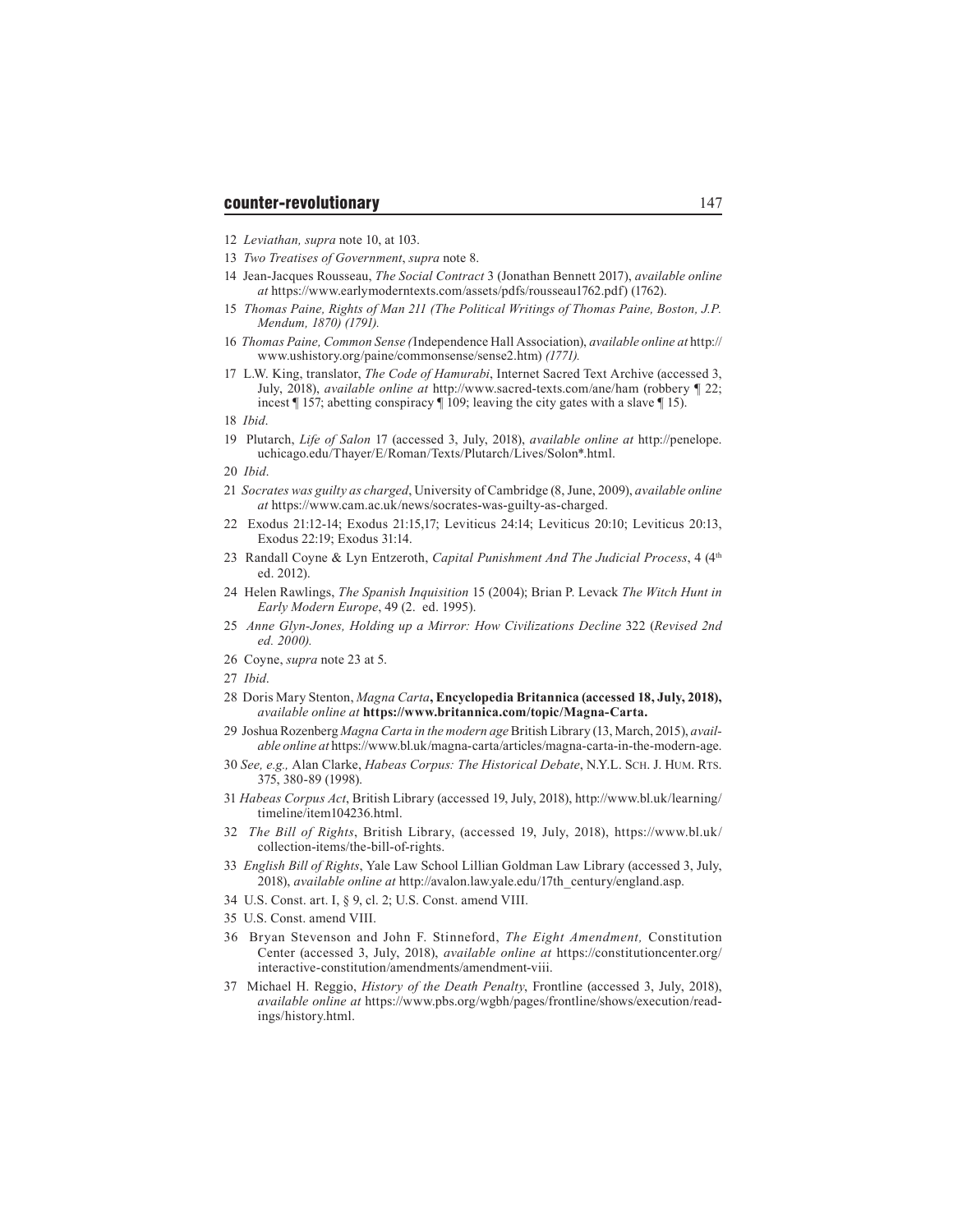12 *Leviathan, supra* note 10, at 103.

13 *Two Treatises of Government*, *supra* note 8.

14 Jean-Jacques Rousseau, *The Social Contract* 3 (Jonathan Bennett 2017), *available online at* https://www.earlymoderntexts.com/assets/pdfs/rousseau1762.pdf) (1762).

15 *Thomas Paine, Rights of Man 211 (The Political Writings of Thomas Paine, Boston, J.P. Mendum, 1870) (1791).*

16 *Thomas Paine, Common Sense (*Independence Hall Association), *available online at* http://www.ushistory.org/paine/commonsense/sense2.htm) *(1771).*

17 L.W. King, translator, *The Code of Hamurabi*, Internet Sacred Text Archive (accessed 3, July, 2018), *available online at* http://www.sacred-texts.com/ane/ham (robbery ¶ 22; incest ¶ 157; abetting conspiracy ¶ 109; leaving the city gates with a slave ¶ 15).

18 *Ibid*.

19 Plutarch, *Life of Salon* 17 (accessed 3, July, 2018), *available online at* http://penelope.uchicago.edu/Thayer/E/Roman/Texts/Plutarch/Lives/Solon*.html.

20 *Ibid*.

21 *Socrates was guilty as charged*, University of Cambridge (8, June, 2009), *available online at* https://www.cam.ac.uk/news/socrates-was-guilty-as-charged.

22 Exodus 21:12-14; Exodus 21:15,17; Leviticus 24:14; Leviticus 20:10; Leviticus 20:13, Exodus 22:19; Exodus 31:14.

23 Randall Coyne & Lyn Entzeroth, *Capital Punishment And The Judicial Process*, 4 (4th ed. 2012).

24 Helen Rawlings, *The Spanish Inquisition* 15 (2004); Brian P. Levack *The Witch Hunt in Early Modern Europe*, 49 (2. ed. 1995).

25 *Anne Glyn-Jones, Holding up a Mirror: How Civilizations Decline* 322 (*Revised 2nd ed. 2000).*

26 Coyne, *supra* note 23 at 5.

27 *Ibid*.

28 Doris Mary Stenton, *Magna Carta*, **Encyclopedia Britannica (accessed 18, July, 2018),** *available online at* **https://www.britannica.com/topic/Magna-Carta.**

29 Joshua Rozenberg *Magna Carta in the modern age* British Library (13, March, 2015), *available online at* https://www.bl.uk/magna-carta/articles/magna-carta-in-the-modern-age.

30 *See, e.g.,* Alan Clarke, *Habeas Corpus: The Historical Debate*, N.Y.L. Sch. J. Hum. Rts. 375, 380-89 (1998).

31 *Habeas Corpus Act*, British Library (accessed 19, July, 2018), http://www.bl.uk/learning/timeline/item104236.html.

32 *The Bill of Rights*, British Library, (accessed 19, July, 2018), https://www.bl.uk/collection-items/the-bill-of-rights.

33 *English Bill of Rights*, Yale Law School Lillian Goldman Law Library (accessed 3, July, 2018), *available online at* http://avalon.law.yale.edu/17th_century/england.asp.

34 U.S. Const. art. I, § 9, cl. 2; U.S. Const. amend VIII.

35 U.S. Const. amend VIII.

36 Bryan Stevenson and John F. Stinneford, *The Eight Amendment,* Constitution Center (accessed 3, July, 2018), *available online at* https://constitutioncenter.org/interactive-constitution/amendments/amendment-viii.

37 Michael H. Reggio, *History of the Death Penalty*, Frontline (accessed 3, July, 2018), *available online at* https://www.pbs.org/wgbh/pages/frontline/shows/execution/readings/history.html.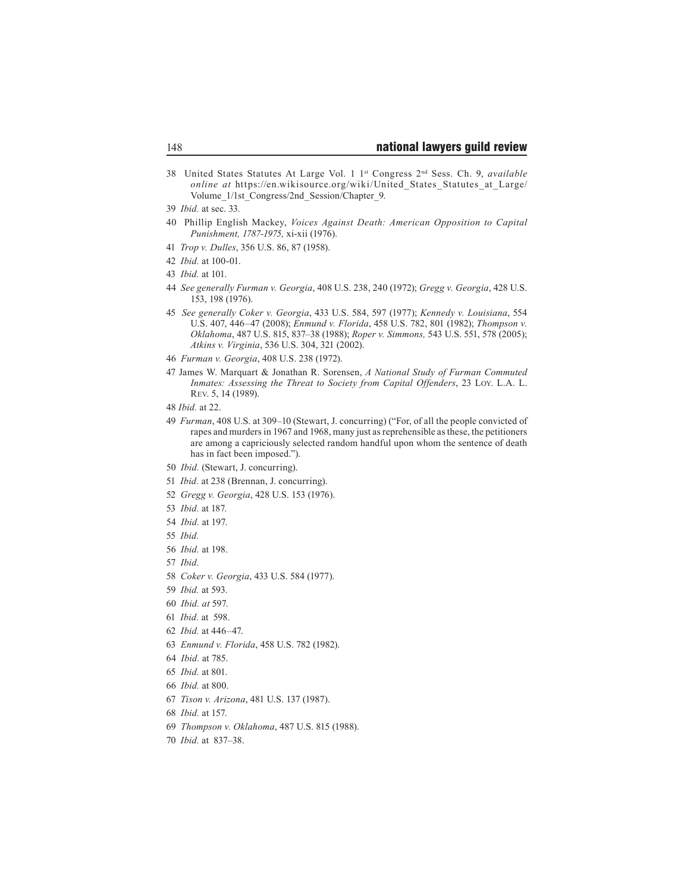38 United States Statutes At Large Vol. 1 1st Congress 2nd Sess. Ch. 9, *available online at* https://en.wikisource.org/wiki/United_States_Statutes_at_Large/Volume_1/1st_Congress/2nd_Session/Chapter_9.

39 *Ibid.* at sec. 33.

40 Phillip English Mackey, *Voices Against Death: American Opposition to Capital Punishment, 1787-1975,* xi-xii (1976).

41 *Trop v. Dulles*, 356 U.S. 86, 87 (1958).

42 *Ibid.* at 100-01.

43 *Ibid.* at 101.

44 *See generally Furman v. Georgia*, 408 U.S. 238, 240 (1972); *Gregg v. Georgia*, 428 U.S. 153, 198 (1976).

45 *See generally Coker v. Georgia*, 433 U.S. 584, 597 (1977); *Kennedy v. Louisiana*, 554 U.S. 407, 446–47 (2008); *Enmund v. Florida*, 458 U.S. 782, 801 (1982); *Thompson v. Oklahoma*, 487 U.S. 815, 837–38 (1988); *Roper v. Simmons,* 543 U.S. 551, 578 (2005); *Atkins v. Virginia*, 536 U.S. 304, 321 (2002).

46 *Furman v. Georgia*, 408 U.S. 238 (1972).

47 James W. Marquart & Jonathan R. Sorensen, *A National Study of Furman Commuted Inmates: Assessing the Threat to Society from Capital Offenders*, 23 Loy. L.A. L. Rev. 5, 14 (1989).

48 *Ibid.* at 22.

49 *Furman*, 408 U.S. at 309–10 (Stewart, J. concurring) ("For, of all the people convicted of rapes and murders in 1967 and 1968, many just as reprehensible as these, the petitioners are among a capriciously selected random handful upon whom the sentence of death has in fact been imposed.").

50 *Ibid.* (Stewart, J. concurring).

51 *Ibid.* at 238 (Brennan, J. concurring).

52 *Gregg v. Georgia*, 428 U.S. 153 (1976).

53 *Ibid.* at 187.

54 *Ibid.* at 197.

55 *Ibid.*

56 *Ibid.* at 198.

57 *Ibid.*

58 *Coker v. Georgia*, 433 U.S. 584 (1977).

59 *Ibid.* at 593.

60 *Ibid. at* 597.

61 *Ibid.* at 598.

62 *Ibid.* at 446–47.

63 *Enmund v. Florida*, 458 U.S. 782 (1982).

64 *Ibid.* at 785.

65 *Ibid.* at 801.

66 *Ibid.* at 800.

67 *Tison v. Arizona*, 481 U.S. 137 (1987).

68 *Ibid.* at 157.

69 *Thompson v. Oklahoma*, 487 U.S. 815 (1988).

70 *Ibid.* at 837–38.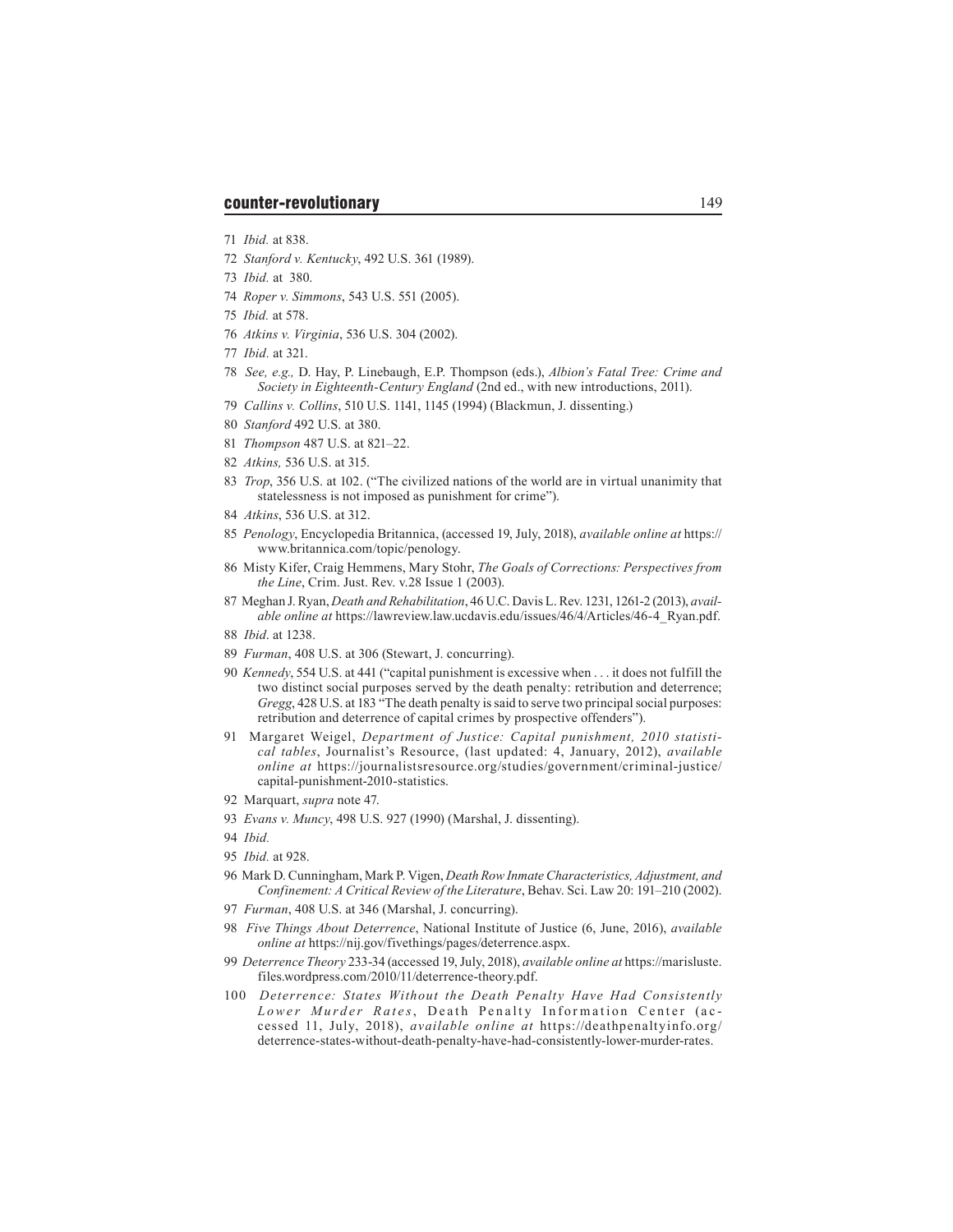71 *Ibid.* at 838.

72 *Stanford v. Kentucky*, 492 U.S. 361 (1989).

73 *Ibid.* at 380.

74 *Roper v. Simmons*, 543 U.S. 551 (2005).

75 *Ibid.* at 578.

76 *Atkins v. Virginia*, 536 U.S. 304 (2002).

77 *Ibid.* at 321.

78 *See, e.g.,* D. Hay, P. Linebaugh, E.P. Thompson (eds.), *Albion's Fatal Tree: Crime and Society in Eighteenth-Century England* (2nd ed., with new introductions, 2011).

79 *Callins v. Collins*, 510 U.S. 1141, 1145 (1994) (Blackmun, J. dissenting.)

80 *Stanford* 492 U.S. at 380.

81 *Thompson* 487 U.S. at 821–22.

82 *Atkins,* 536 U.S. at 315.

83 *Trop*, 356 U.S. at 102. ("The civilized nations of the world are in virtual unanimity that statelessness is not imposed as punishment for crime").

84 *Atkins*, 536 U.S. at 312.

85 *Penology*, Encyclopedia Britannica, (accessed 19, July, 2018), *available online at* https://www.britannica.com/topic/penology.

86 Misty Kifer, Craig Hemmens, Mary Stohr, *The Goals of Corrections: Perspectives from the Line*, Crim. Just. Rev. v.28 Issue 1 (2003).

87 Meghan J. Ryan, *Death and Rehabilitation*, 46 U.C. Davis L. Rev. 1231, 1261-2 (2013), *available online at* https://lawreview.law.ucdavis.edu/issues/46/4/Articles/46-4_Ryan.pdf.

88 *Ibid*. at 1238.

89 *Furman*, 408 U.S. at 306 (Stewart, J. concurring).

90 *Kennedy*, 554 U.S. at 441 ("capital punishment is excessive when . . . it does not fulfill the two distinct social purposes served by the death penalty: retribution and deterrence; *Gregg*, 428 U.S. at 183 "The death penalty is said to serve two principal social purposes: retribution and deterrence of capital crimes by prospective offenders").

91 Margaret Weigel, *Department of Justice: Capital punishment, 2010 statistical tables*, Journalist's Resource, (last updated: 4, January, 2012), *available online at* https://journalistsresource.org/studies/government/criminal-justice/capital-punishment-2010-statistics.

92 Marquart, *supra* note 47.

93 *Evans v. Muncy*, 498 U.S. 927 (1990) (Marshal, J. dissenting).

94 *Ibid.*

95 *Ibid.* at 928.

96 Mark D. Cunningham, Mark P. Vigen, *Death Row Inmate Characteristics, Adjustment, and Confinement: A Critical Review of the Literature*, Behav. Sci. Law 20: 191–210 (2002).

97 *Furman*, 408 U.S. at 346 (Marshal, J. concurring).

98 *Five Things About Deterrence*, National Institute of Justice (6, June, 2016), *available online at* https://nij.gov/fivethings/pages/deterrence.aspx.

99 *Deterrence Theory* 233-34 (accessed 19, July, 2018), *available online at* https://marisluste.files.wordpress.com/2010/11/deterrence-theory.pdf.

100 *Deterrence: States Without the Death Penalty Have Had Consistently Lower Murder Rates*, Death Penalty Information Center (accessed 11, July, 2018), *available online at* https://deathpenaltyinfo.org/deterrence-states-without-death-penalty-have-had-consistently-lower-murder-rates.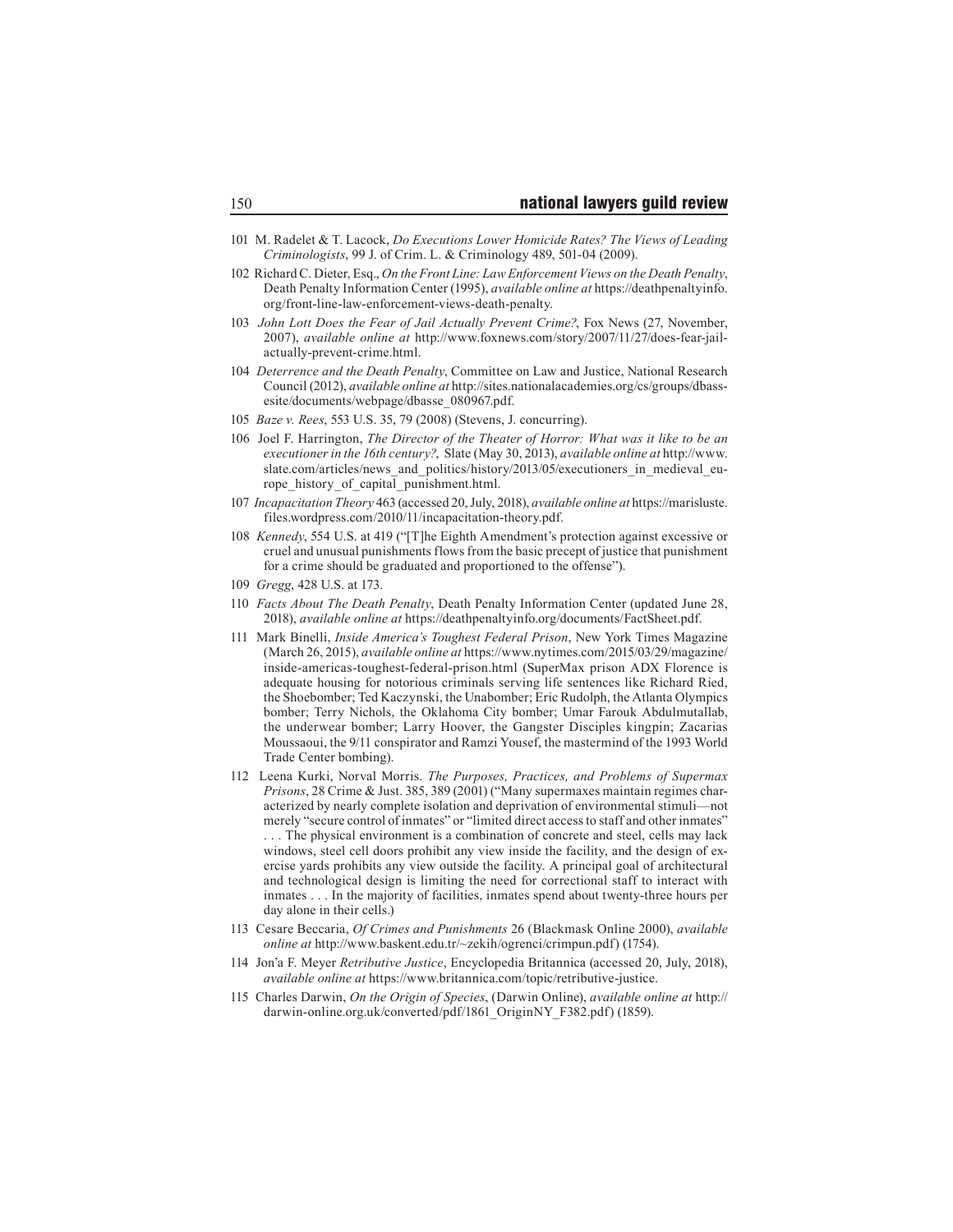101 M. Radelet & T. Lacock, *Do Executions Lower Homicide Rates? The Views of Leading Criminologists*, 99 J. of Crim. L. & Criminology 489, 501-04 (2009).

102 Richard C. Dieter, Esq., *On the Front Line: Law Enforcement Views on the Death Penalty*, Death Penalty Information Center (1995), *available online at* https://deathpenaltyinfo.org/front-line-law-enforcement-views-death-penalty.

103 *John Lott Does the Fear of Jail Actually Prevent Crime?*, Fox News (27, November, 2007), *available online at* http://www.foxnews.com/story/2007/11/27/does-fear-jail-actually-prevent-crime.html.

104 *Deterrence and the Death Penalty*, Committee on Law and Justice, National Research Council (2012), *available online at* http://sites.nationalacademies.org/cs/groups/dbassesite/documents/webpage/dbasse_080967.pdf.

105 *Baze v. Rees*, 553 U.S. 35, 79 (2008) (Stevens, J. concurring).

106 Joel F. Harrington, *The Director of the Theater of Horror: What was it like to be an executioner in the 16th century?*, Slate (May 30, 2013), *available online at* http://www.slate.com/articles/news_and_politics/history/2013/05/executioners_in_medieval_europe_history_of_capital_punishment.html.

107 *Incapacitation Theory* 463 (accessed 20, July, 2018), *available online at* https://marisluste.files.wordpress.com/2010/11/incapacitation-theory.pdf.

108 *Kennedy*, 554 U.S. at 419 ("[T]he Eighth Amendment's protection against excessive or cruel and unusual punishments flows from the basic precept of justice that punishment for a crime should be graduated and proportioned to the offense").

109 *Gregg*, 428 U.S. at 173.

110 *Facts About The Death Penalty*, Death Penalty Information Center (updated June 28, 2018), *available online at* https://deathpenaltyinfo.org/documents/FactSheet.pdf.

111 Mark Binelli, *Inside America's Toughest Federal Prison*, New York Times Magazine (March 26, 2015), *available online at* https://www.nytimes.com/2015/03/29/magazine/inside-americas-toughest-federal-prison.html (SuperMax prison ADX Florence is adequate housing for notorious criminals serving life sentences like Richard Ried, the Shoebomber; Ted Kaczynski, the Unabomber; Eric Rudolph, the Atlanta Olympics bomber; Terry Nichols, the Oklahoma City bomber; Umar Farouk Abdulmutallab, the underwear bomber; Larry Hoover, the Gangster Disciples kingpin; Zacarias Moussaoui, the 9/11 conspirator and Ramzi Yousef, the mastermind of the 1993 World Trade Center bombing).

112 Leena Kurki, Norval Morris. *The Purposes, Practices, and Problems of Supermax Prisons*, 28 Crime & Just. 385, 389 (2001) ("Many supermaxes maintain regimes characterized by nearly complete isolation and deprivation of environmental stimuli—not merely "secure control of inmates" or "limited direct access to staff and other inmates" . . . The physical environment is a combination of concrete and steel, cells may lack windows, steel cell doors prohibit any view inside the facility, and the design of exercise yards prohibits any view outside the facility. A principal goal of architectural and technological design is limiting the need for correctional staff to interact with inmates . . . In the majority of facilities, inmates spend about twenty-three hours per day alone in their cells.)

113 Cesare Beccaria, *Of Crimes and Punishments* 26 (Blackmask Online 2000), *available online at* http://www.baskent.edu.tr/~zekih/ogrenci/crimpun.pdf) (1754).

114 Jon'a F. Meyer *Retributive Justice*, Encyclopedia Britannica (accessed 20, July, 2018), *available online at* https://www.britannica.com/topic/retributive-justice.

115 Charles Darwin, *On the Origin of Species*, (Darwin Online), *available online at* http://darwin-online.org.uk/converted/pdf/1861_OriginNY_F382.pdf) (1859).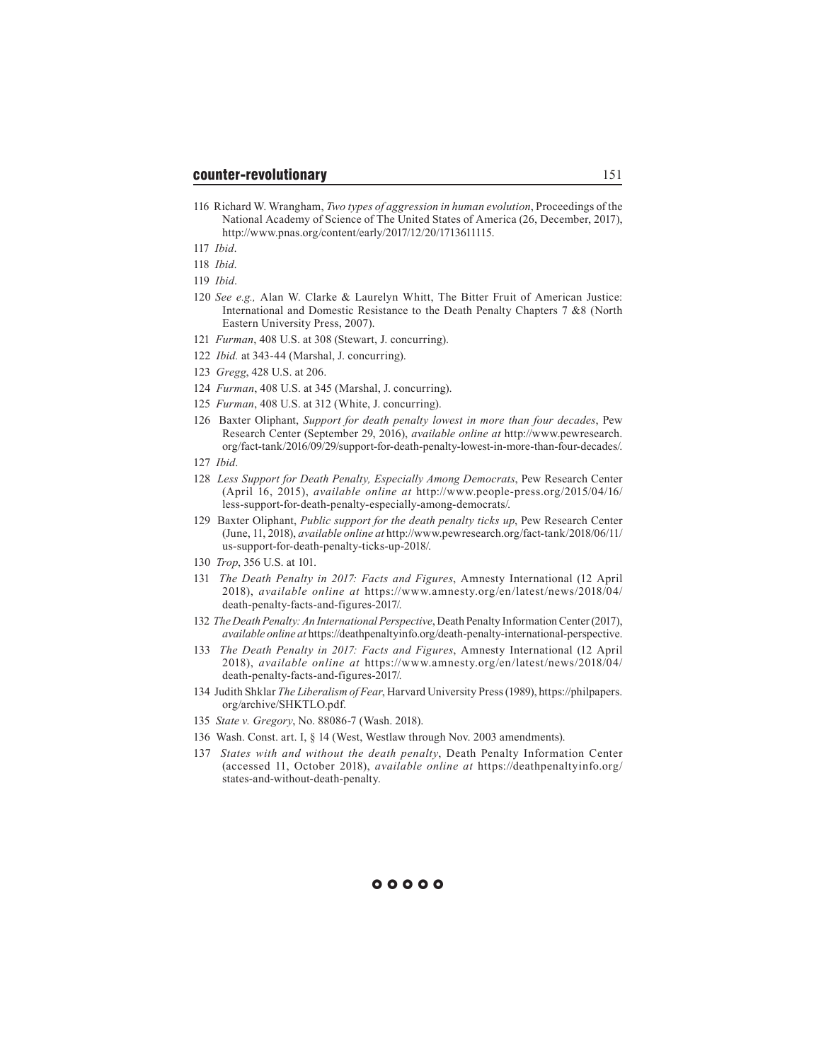116 Richard W. Wrangham, *Two types of aggression in human evolution*, Proceedings of the National Academy of Science of The United States of America (26, December, 2017), http://www.pnas.org/content/early/2017/12/20/1713611115.

117 *Ibid*.

118 *Ibid*.

119 *Ibid*.

120 *See e.g.,* Alan W. Clarke & Laurelyn Whitt, The Bitter Fruit of American Justice: International and Domestic Resistance to the Death Penalty Chapters 7 &8 (North Eastern University Press, 2007).

121 *Furman*, 408 U.S. at 308 (Stewart, J. concurring).

122 *Ibid.* at 343-44 (Marshal, J. concurring).

123 *Gregg*, 428 U.S. at 206.

124 *Furman*, 408 U.S. at 345 (Marshal, J. concurring).

125 *Furman*, 408 U.S. at 312 (White, J. concurring).

126 Baxter Oliphant, *Support for death penalty lowest in more than four decades*, Pew Research Center (September 29, 2016), *available online at* http://www.pewresearch.org/fact-tank/2016/09/29/support-for-death-penalty-lowest-in-more-than-four-decades/.

127 *Ibid*.

128 *Less Support for Death Penalty, Especially Among Democrats*, Pew Research Center (April 16, 2015), *available online at* http://www.people-press.org/2015/04/16/less-support-for-death-penalty-especially-among-democrats/.

129 Baxter Oliphant, *Public support for the death penalty ticks up*, Pew Research Center (June, 11, 2018), *available online at* http://www.pewresearch.org/fact-tank/2018/06/11/us-support-for-death-penalty-ticks-up-2018/.

130 *Trop*, 356 U.S. at 101.

131 *The Death Penalty in 2017: Facts and Figures*, Amnesty International (12 April 2018), *available online at* https://www.amnesty.org/en/latest/news/2018/04/death-penalty-facts-and-figures-2017/.

132 *The Death Penalty: An International Perspective*, Death Penalty Information Center (2017), *available online at* https://deathpenaltyinfo.org/death-penalty-international-perspective.

133 *The Death Penalty in 2017: Facts and Figures*, Amnesty International (12 April 2018), *available online at* https://www.amnesty.org/en/latest/news/2018/04/death-penalty-facts-and-figures-2017/.

134 Judith Shklar *The Liberalism of Fear*, Harvard University Press (1989), https://philpapers.org/archive/SHKTLO.pdf.

135 *State v. Gregory*, No. 88086-7 (Wash. 2018).

136 Wash. Const. art. I, § 14 (West, Westlaw through Nov. 2003 amendments).

137 *States with and without the death penalty*, Death Penalty Information Center (accessed 11, October 2018), *available online at* https://deathpenaltyinfo.org/states-and-without-death-penalty.